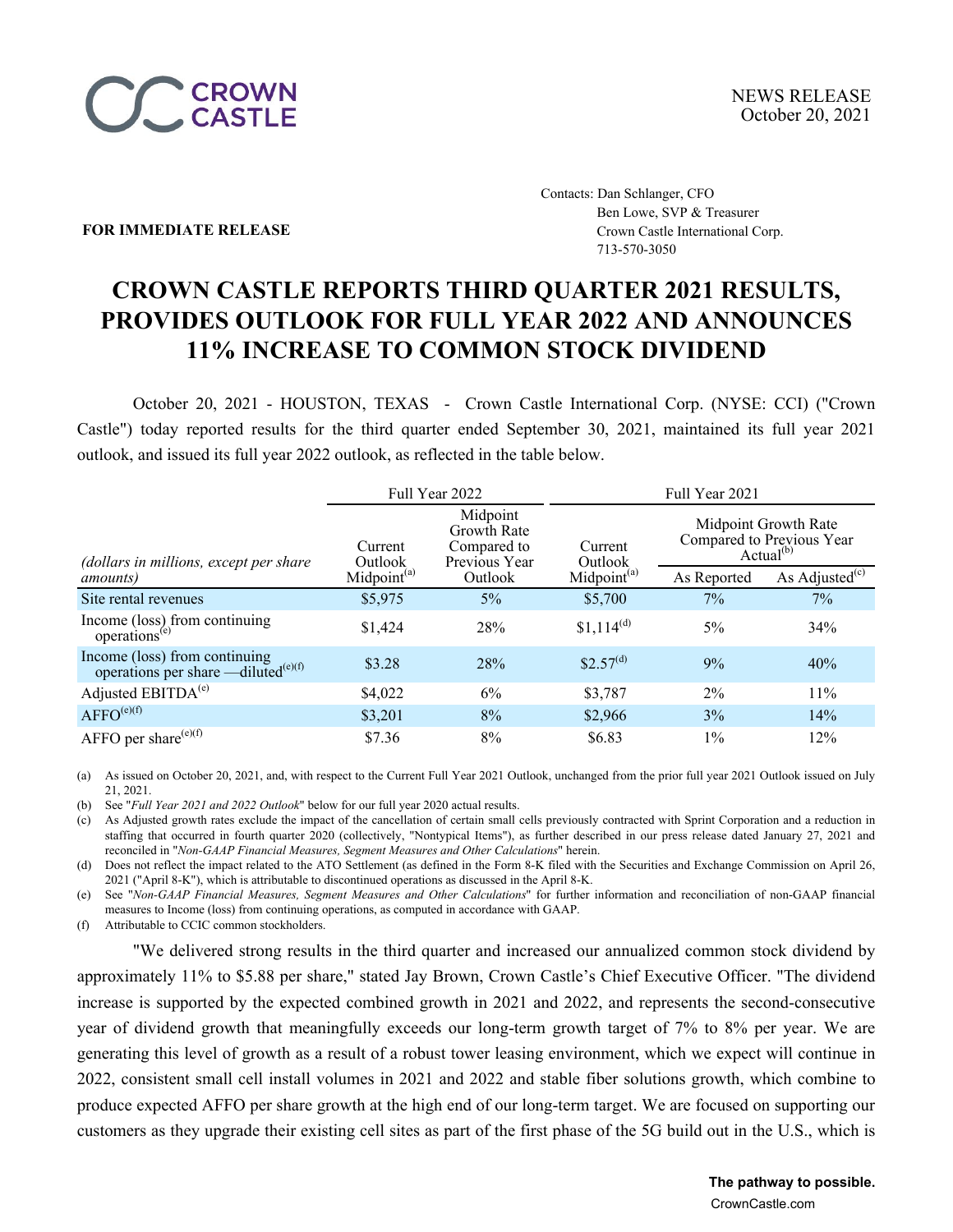NEWS RELEASE
October 20, 2021

**FOR IMMEDIATE RELEASE**

Contacts: Dan Schlanger, CFO
Ben Lowe, SVP & Treasurer
Crown Castle International Corp.
713-570-3050

# CROWN CASTLE REPORTS THIRD QUARTER 2021 RESULTS, PROVIDES OUTLOOK FOR FULL YEAR 2022 AND ANNOUNCES 11% INCREASE TO COMMON STOCK DIVIDEND

October 20, 2021 - HOUSTON, TEXAS - Crown Castle International Corp. (NYSE: CCI) ("Crown Castle") today reported results for the third quarter ended September 30, 2021, maintained its full year 2021 outlook, and issued its full year 2022 outlook, as reflected in the table below.

| *(dollars in millions, except per share amounts)* | Full Year 2022 | | Full Year 2021 | | |
|---|---|---|---|---|---|
| | Current Outlook Midpoint[(a)] | Midpoint Growth Rate Compared to Previous Year Outlook | Current Outlook Midpoint[(a)] | Midpoint Growth Rate Compared to Previous Year Actual[(b)] | |
| | | | | As Reported | As Adjusted[(c)] |
| Site rental revenues | $5,975 | 5% | $5,700 | 7% | 7% |
| Income (loss) from continuing operations[(e)] | $1,424 | 28% | $1,114[(d)] | 5% | 34% |
| Income (loss) from continuing operations per share —diluted[(e)(f)] | $3.28 | 28% | $2.57[(d)] | 9% | 40% |
| Adjusted EBITDA[(e)] | $4,022 | 6% | $3,787 | 2% | 11% |
| AFFO[(e)(f)] | $3,201 | 8% | $2,966 | 3% | 14% |
| AFFO per share[(e)(f)] | $7.36 | 8% | $6.83 | 1% | 12% |

(a) As issued on October 20, 2021, and, with respect to the Current Full Year 2021 Outlook, unchanged from the prior full year 2021 Outlook issued on July 21, 2021.

(b) See "*Full Year 2021 and 2022 Outlook*" below for our full year 2020 actual results.

(c) As Adjusted growth rates exclude the impact of the cancellation of certain small cells previously contracted with Sprint Corporation and a reduction in staffing that occurred in fourth quarter 2020 (collectively, "Nontypical Items"), as further described in our press release dated January 27, 2021 and reconciled in "*Non-GAAP Financial Measures, Segment Measures and Other Calculations*" herein.

(d) Does not reflect the impact related to the ATO Settlement (as defined in the Form 8-K filed with the Securities and Exchange Commission on April 26, 2021 ("April 8-K"), which is attributable to discontinued operations as discussed in the April 8-K.

(e) See "*Non-GAAP Financial Measures, Segment Measures and Other Calculations*" for further information and reconciliation of non-GAAP financial measures to Income (loss) from continuing operations, as computed in accordance with GAAP.

(f) Attributable to CCIC common stockholders.

"We delivered strong results in the third quarter and increased our annualized common stock dividend by approximately 11% to $5.88 per share," stated Jay Brown, Crown Castle's Chief Executive Officer. "The dividend increase is supported by the expected combined growth in 2021 and 2022, and represents the second-consecutive year of dividend growth that meaningfully exceeds our long-term growth target of 7% to 8% per year. We are generating this level of growth as a result of a robust tower leasing environment, which we expect will continue in 2022, consistent small cell install volumes in 2021 and 2022 and stable fiber solutions growth, which combine to produce expected AFFO per share growth at the high end of our long-term target. We are focused on supporting our customers as they upgrade their existing cell sites as part of the first phase of the 5G build out in the U.S., which is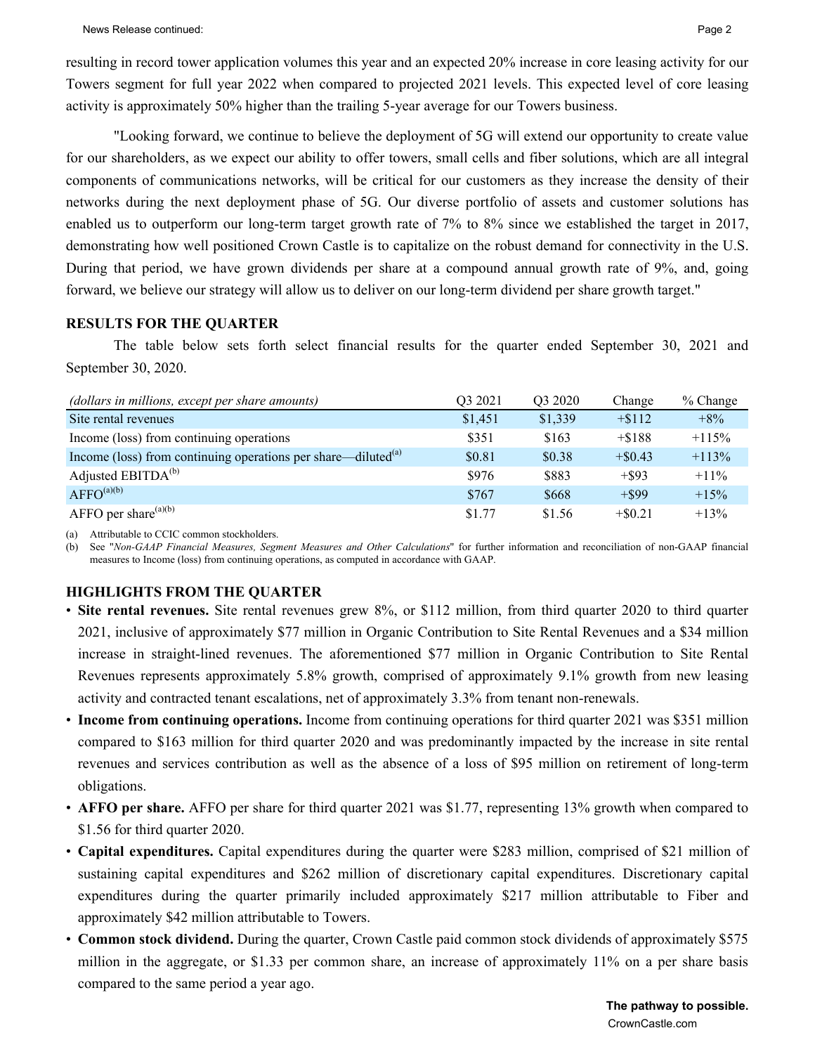resulting in record tower application volumes this year and an expected 20% increase in core leasing activity for our Towers segment for full year 2022 when compared to projected 2021 levels. This expected level of core leasing activity is approximately 50% higher than the trailing 5-year average for our Towers business.

"Looking forward, we continue to believe the deployment of 5G will extend our opportunity to create value for our shareholders, as we expect our ability to offer towers, small cells and fiber solutions, which are all integral components of communications networks, will be critical for our customers as they increase the density of their networks during the next deployment phase of 5G. Our diverse portfolio of assets and customer solutions has enabled us to outperform our long-term target growth rate of 7% to 8% since we established the target in 2017, demonstrating how well positioned Crown Castle is to capitalize on the robust demand for connectivity in the U.S. During that period, we have grown dividends per share at a compound annual growth rate of 9%, and, going forward, we believe our strategy will allow us to deliver on our long-term dividend per share growth target."

### RESULTS FOR THE QUARTER

The table below sets forth select financial results for the quarter ended September 30, 2021 and September 30, 2020.

| *(dollars in millions, except per share amounts)* | Q3 2021 | Q3 2020 | Change | % Change |
|---|---|---|---|---|
| Site rental revenues | $1,451 | $1,339 | +$112 | +8% |
| Income (loss) from continuing operations | $351 | $163 | +$188 | +115% |
| Income (loss) from continuing operations per share—diluted[(a)] | $0.81 | $0.38 | +$0.43 | +113% |
| Adjusted EBITDA[(b)] | $976 | $883 | +$93 | +11% |
| AFFO[(a)(b)] | $767 | $668 | +$99 | +15% |
| AFFO per share[(a)(b)] | $1.77 | $1.56 | +$0.21 | +13% |

(a) Attributable to CCIC common stockholders.

(b) See "*Non-GAAP Financial Measures, Segment Measures and Other Calculations*" for further information and reconciliation of non-GAAP financial measures to Income (loss) from continuing operations, as computed in accordance with GAAP.

### HIGHLIGHTS FROM THE QUARTER

- **Site rental revenues.** Site rental revenues grew 8%, or $112 million, from third quarter 2020 to third quarter 2021, inclusive of approximately $77 million in Organic Contribution to Site Rental Revenues and a $34 million increase in straight-lined revenues. The aforementioned $77 million in Organic Contribution to Site Rental Revenues represents approximately 5.8% growth, comprised of approximately 9.1% growth from new leasing activity and contracted tenant escalations, net of approximately 3.3% from tenant non-renewals.
- **Income from continuing operations.** Income from continuing operations for third quarter 2021 was $351 million compared to $163 million for third quarter 2020 and was predominantly impacted by the increase in site rental revenues and services contribution as well as the absence of a loss of $95 million on retirement of long-term obligations.
- **AFFO per share.** AFFO per share for third quarter 2021 was $1.77, representing 13% growth when compared to $1.56 for third quarter 2020.
- **Capital expenditures.** Capital expenditures during the quarter were $283 million, comprised of $21 million of sustaining capital expenditures and $262 million of discretionary capital expenditures. Discretionary capital expenditures during the quarter primarily included approximately $217 million attributable to Fiber and approximately $42 million attributable to Towers.
- **Common stock dividend.** During the quarter, Crown Castle paid common stock dividends of approximately $575 million in the aggregate, or $1.33 per common share, an increase of approximately 11% on a per share basis compared to the same period a year ago.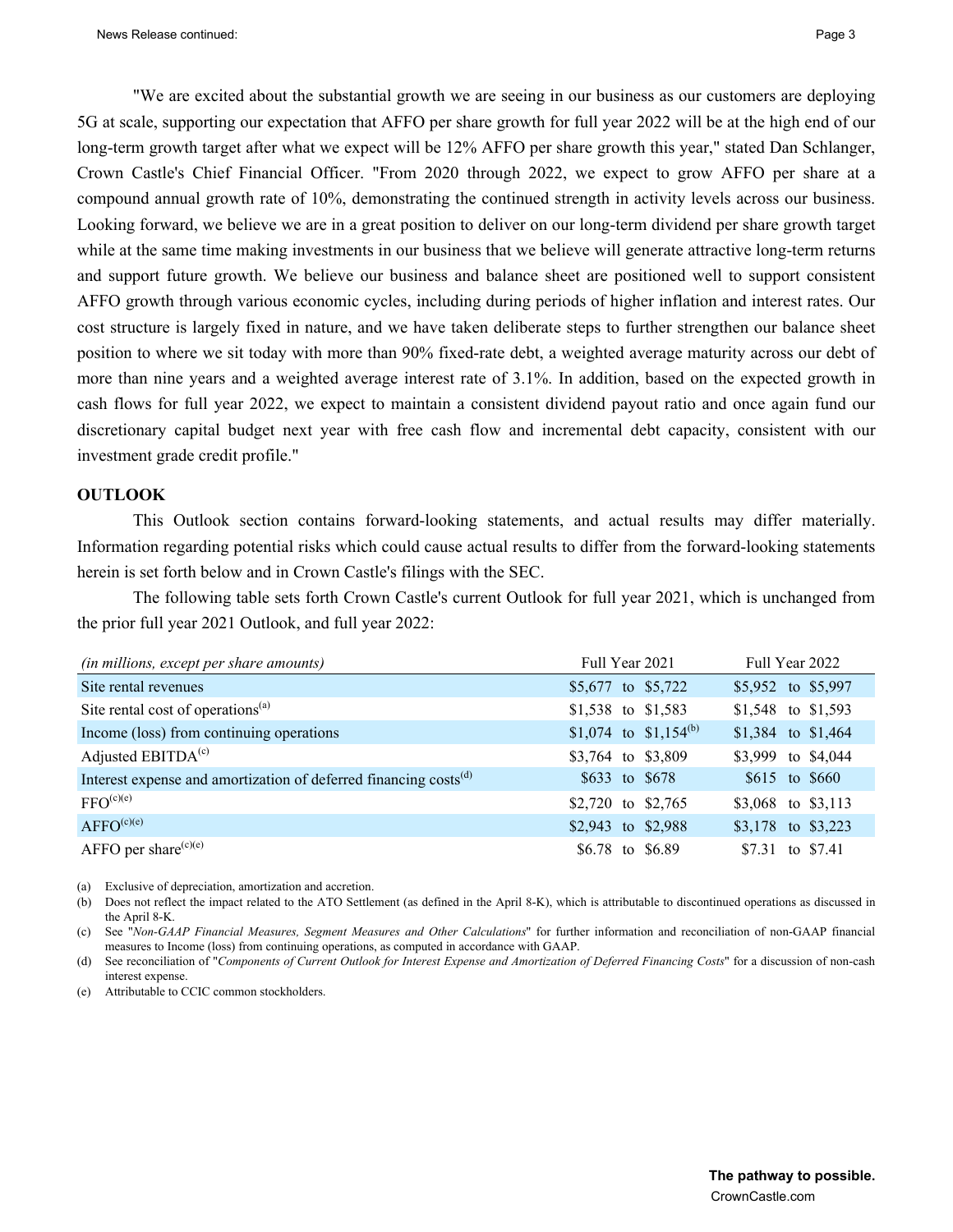"We are excited about the substantial growth we are seeing in our business as our customers are deploying 5G at scale, supporting our expectation that AFFO per share growth for full year 2022 will be at the high end of our long-term growth target after what we expect will be 12% AFFO per share growth this year," stated Dan Schlanger, Crown Castle's Chief Financial Officer. "From 2020 through 2022, we expect to grow AFFO per share at a compound annual growth rate of 10%, demonstrating the continued strength in activity levels across our business. Looking forward, we believe we are in a great position to deliver on our long-term dividend per share growth target while at the same time making investments in our business that we believe will generate attractive long-term returns and support future growth. We believe our business and balance sheet are positioned well to support consistent AFFO growth through various economic cycles, including during periods of higher inflation and interest rates. Our cost structure is largely fixed in nature, and we have taken deliberate steps to further strengthen our balance sheet position to where we sit today with more than 90% fixed-rate debt, a weighted average maturity across our debt of more than nine years and a weighted average interest rate of 3.1%. In addition, based on the expected growth in cash flows for full year 2022, we expect to maintain a consistent dividend payout ratio and once again fund our discretionary capital budget next year with free cash flow and incremental debt capacity, consistent with our investment grade credit profile."

## OUTLOOK

This Outlook section contains forward-looking statements, and actual results may differ materially. Information regarding potential risks which could cause actual results to differ from the forward-looking statements herein is set forth below and in Crown Castle's filings with the SEC.

The following table sets forth Crown Castle's current Outlook for full year 2021, which is unchanged from the prior full year 2021 Outlook, and full year 2022:

| *(in millions, except per share amounts)* | Full Year 2021 | Full Year 2022 |
|---|---|---|
| Site rental revenues | $5,677 to $5,722 | $5,952 to $5,997 |
| Site rental cost of operations[(a)] | $1,538 to $1,583 | $1,548 to $1,593 |
| Income (loss) from continuing operations | $1,074 to $1,154[(b)] | $1,384 to $1,464 |
| Adjusted EBITDA[(c)] | $3,764 to $3,809 | $3,999 to $4,044 |
| Interest expense and amortization of deferred financing costs[(d)] | $633 to $678 | $615 to $660 |
| FFO[(c)(e)] | $2,720 to $2,765 | $3,068 to $3,113 |
| AFFO[(c)(e)] | $2,943 to $2,988 | $3,178 to $3,223 |
| AFFO per share[(c)(e)] | $6.78 to $6.89 | $7.31 to $7.41 |

(a) Exclusive of depreciation, amortization and accretion.

(b) Does not reflect the impact related to the ATO Settlement (as defined in the April 8-K), which is attributable to discontinued operations as discussed in the April 8-K.

(c) See "*Non-GAAP Financial Measures, Segment Measures and Other Calculations*" for further information and reconciliation of non-GAAP financial measures to Income (loss) from continuing operations, as computed in accordance with GAAP.

(d) See reconciliation of "*Components of Current Outlook for Interest Expense and Amortization of Deferred Financing Costs*" for a discussion of non-cash interest expense.

(e) Attributable to CCIC common stockholders.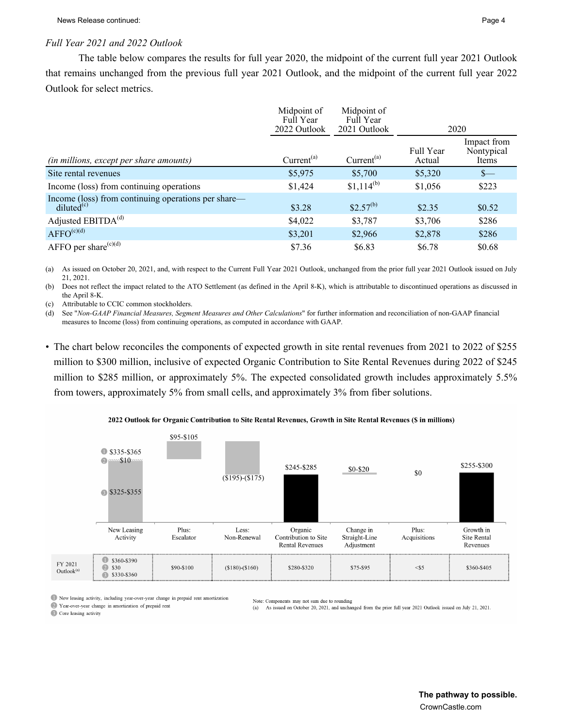*Full Year 2021 and 2022 Outlook*

The table below compares the results for full year 2020, the midpoint of the current full year 2021 Outlook that remains unchanged from the previous full year 2021 Outlook, and the midpoint of the current full year 2022 Outlook for select metrics.

| | Midpoint of Full Year 2022 Outlook | Midpoint of Full Year 2021 Outlook | 2020 | |
|---|---|---|---|---|
| *(in millions, except per share amounts)* | Current[(a)] | Current[(a)] | Full Year Actual | Impact from Nontypical Items |
| Site rental revenues | $5,975 | $5,700 | $5,320 | $— |
| Income (loss) from continuing operations | $1,424 | $1,114[(b)] | $1,056 | $223 |
| Income (loss) from continuing operations per share—diluted[(c)] | $3.28 | $2.57[(b)] | $2.35 | $0.52 |
| Adjusted EBITDA[(d)] | $4,022 | $3,787 | $3,706 | $286 |
| AFFO[(c)(d)] | $3,201 | $2,966 | $2,878 | $286 |
| AFFO per share[(c)(d)] | $7.36 | $6.83 | $6.78 | $0.68 |

(a) As issued on October 20, 2021, and, with respect to the Current Full Year 2021 Outlook, unchanged from the prior full year 2021 Outlook issued on July 21, 2021.

(b) Does not reflect the impact related to the ATO Settlement (as defined in the April 8-K), which is attributable to discontinued operations as discussed in the April 8-K.

(c) Attributable to CCIC common stockholders.

(d) See "*Non-GAAP Financial Measures, Segment Measures and Other Calculations*" for further information and reconciliation of non-GAAP financial measures to Income (loss) from continuing operations, as computed in accordance with GAAP.

- The chart below reconciles the components of expected growth in site rental revenues from 2021 to 2022 of $255 million to $300 million, inclusive of expected Organic Contribution to Site Rental Revenues during 2022 of $245 million to $285 million, or approximately 5%. The expected consolidated growth includes approximately 5.5% from towers, approximately 5% from small cells, and approximately 3% from fiber solutions.

**2022 Outlook for Organic Contribution to Site Rental Revenues, Growth in Site Rental Revenues ($ in millions)**

| | New Leasing Activity | Plus: Escalator | Less: Non-Renewal | Organic Contribution to Site Rental Revenues | Change in Straight-Line Adjustment | Plus: Acquisitions | Growth in Site Rental Revenues |
|---|---|---|---|---|---|---|---|
| 2022 Outlook | ❶ $335-$365<br>❷ $10<br>❸ $325-$355 | $95-$105 | ($195)-($175) | $245-$285 | $0-$20 | $0 | $255-$300 |
| FY 2021 Outlook[(a)] | ❶ $360-$390<br>❷ $30<br>❸ $330-$360 | $90-$100 | ($180)-($160) | $280-$320 | $75-$95 | <$5 | $360-$405 |

❶ New leasing activity, including year-over-year change in prepaid rent amortization
❷ Year-over-year change in amortization of prepaid rent
❸ Core leasing activity

Note: Components may not sum due to rounding
(a) As issued on October 20, 2021, and unchanged from the prior full year 2021 Outlook issued on July 21, 2021.

**The pathway to possible.**
CrownCastle.com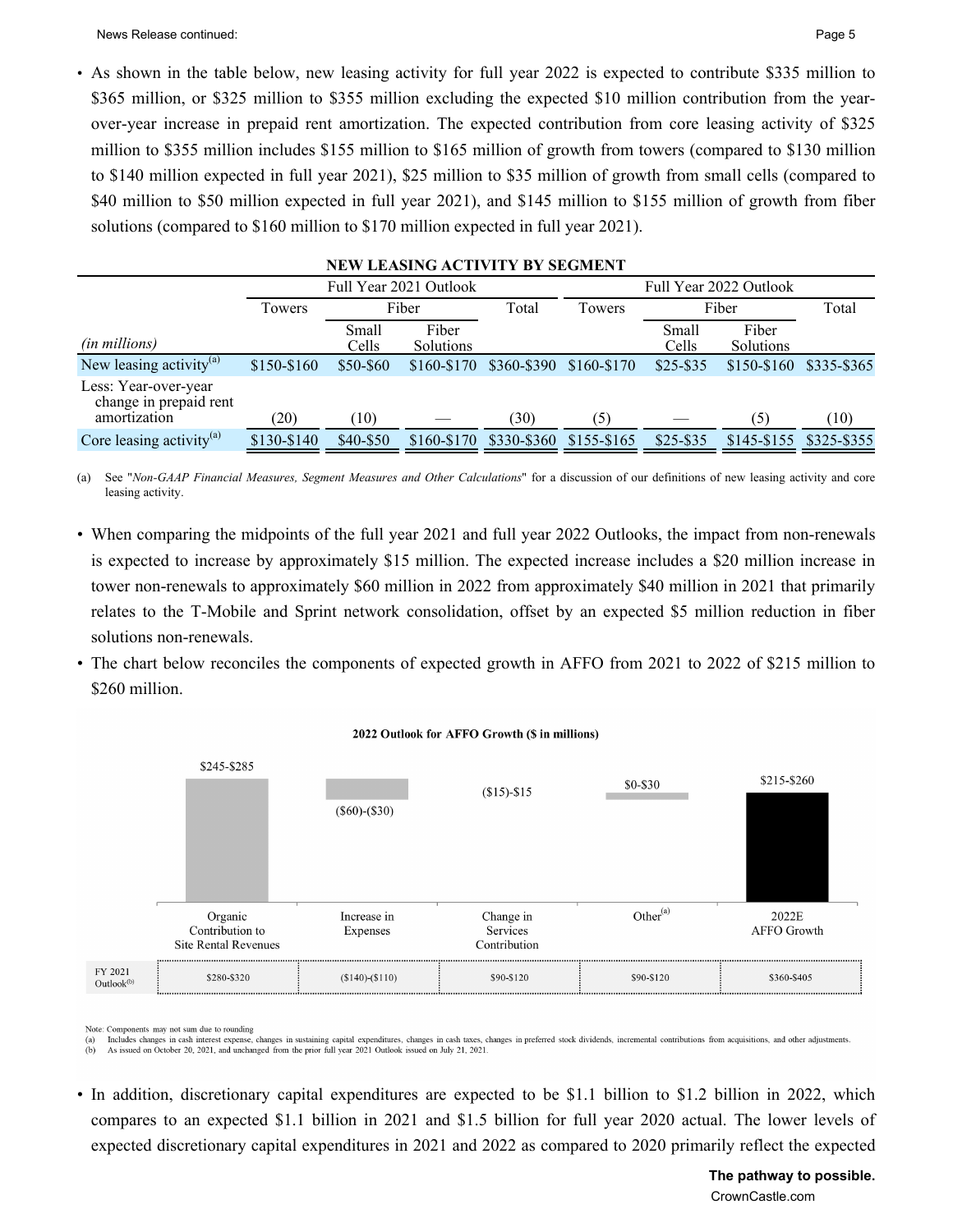- As shown in the table below, new leasing activity for full year 2022 is expected to contribute $335 million to $365 million, or $325 million to $355 million excluding the expected $10 million contribution from the year-over-year increase in prepaid rent amortization. The expected contribution from core leasing activity of $325 million to $355 million includes $155 million to $165 million of growth from towers (compared to $130 million to $140 million expected in full year 2021), $25 million to $35 million of growth from small cells (compared to $40 million to $50 million expected in full year 2021), and $145 million to $155 million of growth from fiber solutions (compared to $160 million to $170 million expected in full year 2021).

**NEW LEASING ACTIVITY BY SEGMENT**

| | Full Year 2021 Outlook | | | | Full Year 2022 Outlook | | | |
|---|---|---|---|---|---|---|---|---|
| | Towers | Fiber | | Total | Towers | Fiber | | Total |
| *(in millions)* | | Small Cells | Fiber Solutions | | | Small Cells | Fiber Solutions | |
| New leasing activity[(a)] | $150-$160 | $50-$60 | $160-$170 | $360-$390 | $160-$170 | $25-$35 | $150-$160 | $335-$365 |
| Less: Year-over-year change in prepaid rent amortization | (20) | (10) | — | (30) | (5) | — | (5) | (10) |
| Core leasing activity[(a)] | $130-$140 | $40-$50 | $160-$170 | $330-$360 | $155-$165 | $25-$35 | $145-$155 | $325-$355 |

(a) See "*Non-GAAP Financial Measures, Segment Measures and Other Calculations*" for a discussion of our definitions of new leasing activity and core leasing activity.

- When comparing the midpoints of the full year 2021 and full year 2022 Outlooks, the impact from non-renewals is expected to increase by approximately $15 million. The expected increase includes a $20 million increase in tower non-renewals to approximately $60 million in 2022 from approximately $40 million in 2021 that primarily relates to the T-Mobile and Sprint network consolidation, offset by an expected $5 million reduction in fiber solutions non-renewals.
- The chart below reconciles the components of expected growth in AFFO from 2021 to 2022 of $215 million to $260 million.

**2022 Outlook for AFFO Growth ($ in millions)**

| | Organic Contribution to Site Rental Revenues | Increase in Expenses | Change in Services Contribution | Other[(a)] | 2022E AFFO Growth |
|---|---|---|---|---|---|
| 2022 Outlook | $245-$285 | ($60)-($30) | ($15)-$15 | $0-$30 | $215-$260 |
| FY 2021 Outlook[(b)] | $280-$320 | ($140)-($110) | $90-$120 | $90-$120 | $360-$405 |

Note: Components may not sum due to rounding

(a) Includes changes in cash interest expense, changes in sustaining capital expenditures, changes in cash taxes, changes in preferred stock dividends, incremental contributions from acquisitions, and other adjustments.

(b) As issued on October 20, 2021, and unchanged from the prior full year 2021 Outlook issued on July 21, 2021.

- In addition, discretionary capital expenditures are expected to be $1.1 billion to $1.2 billion in 2022, which compares to an expected $1.1 billion in 2021 and $1.5 billion for full year 2020 actual. The lower levels of expected discretionary capital expenditures in 2021 and 2022 as compared to 2020 primarily reflect the expected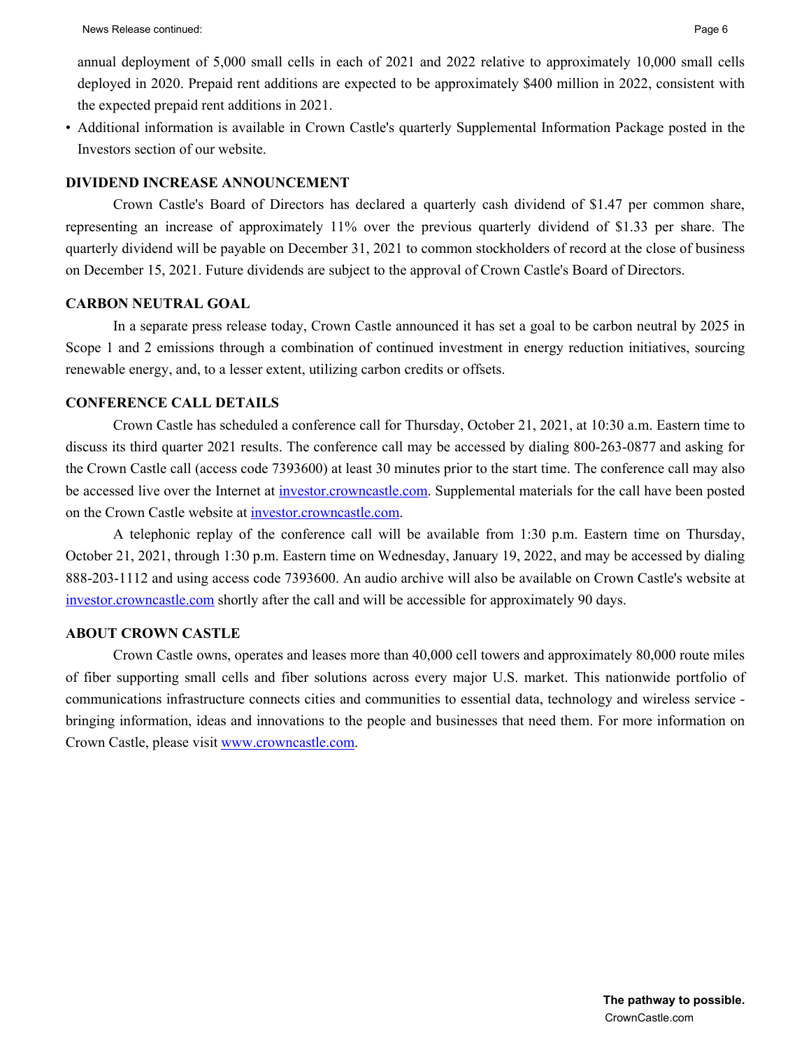annual deployment of 5,000 small cells in each of 2021 and 2022 relative to approximately 10,000 small cells deployed in 2020. Prepaid rent additions are expected to be approximately $400 million in 2022, consistent with the expected prepaid rent additions in 2021.

- Additional information is available in Crown Castle's quarterly Supplemental Information Package posted in the Investors section of our website.

## DIVIDEND INCREASE ANNOUNCEMENT

Crown Castle's Board of Directors has declared a quarterly cash dividend of $1.47 per common share, representing an increase of approximately 11% over the previous quarterly dividend of $1.33 per share. The quarterly dividend will be payable on December 31, 2021 to common stockholders of record at the close of business on December 15, 2021. Future dividends are subject to the approval of Crown Castle's Board of Directors.

## CARBON NEUTRAL GOAL

In a separate press release today, Crown Castle announced it has set a goal to be carbon neutral by 2025 in Scope 1 and 2 emissions through a combination of continued investment in energy reduction initiatives, sourcing renewable energy, and, to a lesser extent, utilizing carbon credits or offsets.

## CONFERENCE CALL DETAILS

Crown Castle has scheduled a conference call for Thursday, October 21, 2021, at 10:30 a.m. Eastern time to discuss its third quarter 2021 results. The conference call may be accessed by dialing 800-263-0877 and asking for the Crown Castle call (access code 7393600) at least 30 minutes prior to the start time. The conference call may also be accessed live over the Internet at [investor.crowncastle.com](investor.crowncastle.com). Supplemental materials for the call have been posted on the Crown Castle website at [investor.crowncastle.com](investor.crowncastle.com).

A telephonic replay of the conference call will be available from 1:30 p.m. Eastern time on Thursday, October 21, 2021, through 1:30 p.m. Eastern time on Wednesday, January 19, 2022, and may be accessed by dialing 888-203-1112 and using access code 7393600. An audio archive will also be available on Crown Castle's website at [investor.crowncastle.com](investor.crowncastle.com) shortly after the call and will be accessible for approximately 90 days.

## ABOUT CROWN CASTLE

Crown Castle owns, operates and leases more than 40,000 cell towers and approximately 80,000 route miles of fiber supporting small cells and fiber solutions across every major U.S. market. This nationwide portfolio of communications infrastructure connects cities and communities to essential data, technology and wireless service - bringing information, ideas and innovations to the people and businesses that need them. For more information on Crown Castle, please visit [www.crowncastle.com](www.crowncastle.com).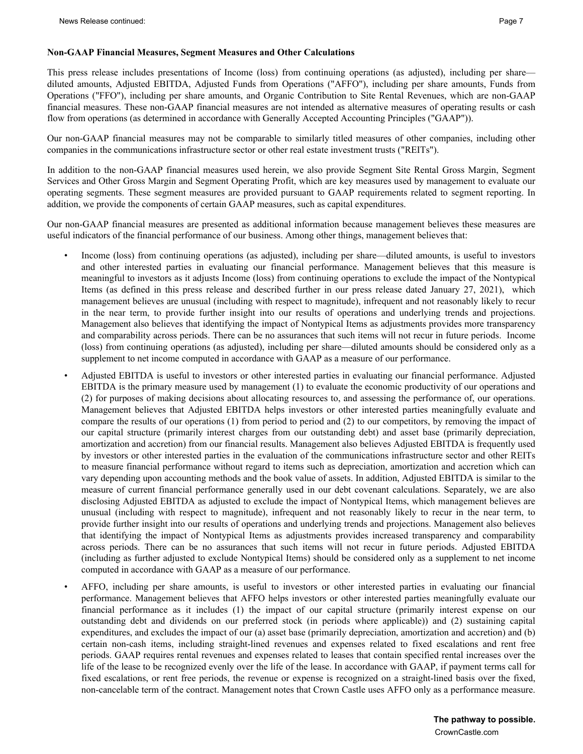**Non-GAAP Financial Measures, Segment Measures and Other Calculations**

This press release includes presentations of Income (loss) from continuing operations (as adjusted), including per share—diluted amounts, Adjusted EBITDA, Adjusted Funds from Operations ("AFFO"), including per share amounts, Funds from Operations ("FFO"), including per share amounts, and Organic Contribution to Site Rental Revenues, which are non-GAAP financial measures. These non-GAAP financial measures are not intended as alternative measures of operating results or cash flow from operations (as determined in accordance with Generally Accepted Accounting Principles ("GAAP")).

Our non-GAAP financial measures may not be comparable to similarly titled measures of other companies, including other companies in the communications infrastructure sector or other real estate investment trusts ("REITs").

In addition to the non-GAAP financial measures used herein, we also provide Segment Site Rental Gross Margin, Segment Services and Other Gross Margin and Segment Operating Profit, which are key measures used by management to evaluate our operating segments. These segment measures are provided pursuant to GAAP requirements related to segment reporting. In addition, we provide the components of certain GAAP measures, such as capital expenditures.

Our non-GAAP financial measures are presented as additional information because management believes these measures are useful indicators of the financial performance of our business. Among other things, management believes that:

- Income (loss) from continuing operations (as adjusted), including per share—diluted amounts, is useful to investors and other interested parties in evaluating our financial performance. Management believes that this measure is meaningful to investors as it adjusts Income (loss) from continuing operations to exclude the impact of the Nontypical Items (as defined in this press release and described further in our press release dated January 27, 2021), which management believes are unusual (including with respect to magnitude), infrequent and not reasonably likely to recur in the near term, to provide further insight into our results of operations and underlying trends and projections. Management also believes that identifying the impact of Nontypical Items as adjustments provides more transparency and comparability across periods. There can be no assurances that such items will not recur in future periods. Income (loss) from continuing operations (as adjusted), including per share—diluted amounts should be considered only as a supplement to net income computed in accordance with GAAP as a measure of our performance.
- Adjusted EBITDA is useful to investors or other interested parties in evaluating our financial performance. Adjusted EBITDA is the primary measure used by management (1) to evaluate the economic productivity of our operations and (2) for purposes of making decisions about allocating resources to, and assessing the performance of, our operations. Management believes that Adjusted EBITDA helps investors or other interested parties meaningfully evaluate and compare the results of our operations (1) from period to period and (2) to our competitors, by removing the impact of our capital structure (primarily interest charges from our outstanding debt) and asset base (primarily depreciation, amortization and accretion) from our financial results. Management also believes Adjusted EBITDA is frequently used by investors or other interested parties in the evaluation of the communications infrastructure sector and other REITs to measure financial performance without regard to items such as depreciation, amortization and accretion which can vary depending upon accounting methods and the book value of assets. In addition, Adjusted EBITDA is similar to the measure of current financial performance generally used in our debt covenant calculations. Separately, we are also disclosing Adjusted EBITDA as adjusted to exclude the impact of Nontypical Items, which management believes are unusual (including with respect to magnitude), infrequent and not reasonably likely to recur in the near term, to provide further insight into our results of operations and underlying trends and projections. Management also believes that identifying the impact of Nontypical Items as adjustments provides increased transparency and comparability across periods. There can be no assurances that such items will not recur in future periods. Adjusted EBITDA (including as further adjusted to exclude Nontypical Items) should be considered only as a supplement to net income computed in accordance with GAAP as a measure of our performance.
- AFFO, including per share amounts, is useful to investors or other interested parties in evaluating our financial performance. Management believes that AFFO helps investors or other interested parties meaningfully evaluate our financial performance as it includes (1) the impact of our capital structure (primarily interest expense on our outstanding debt and dividends on our preferred stock (in periods where applicable)) and (2) sustaining capital expenditures, and excludes the impact of our (a) asset base (primarily depreciation, amortization and accretion) and (b) certain non-cash items, including straight-lined revenues and expenses related to fixed escalations and rent free periods. GAAP requires rental revenues and expenses related to leases that contain specified rental increases over the life of the lease to be recognized evenly over the life of the lease. In accordance with GAAP, if payment terms call for fixed escalations, or rent free periods, the revenue or expense is recognized on a straight-lined basis over the fixed, non-cancelable term of the contract. Management notes that Crown Castle uses AFFO only as a performance measure.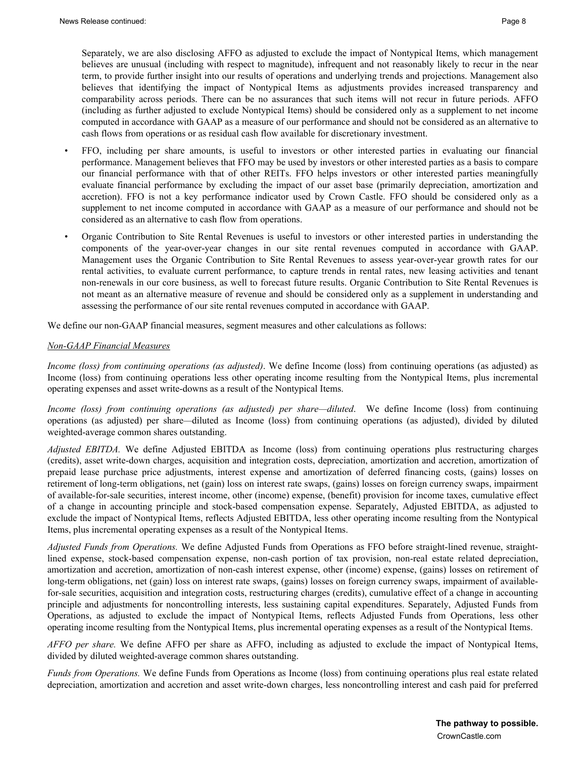Separately, we are also disclosing AFFO as adjusted to exclude the impact of Nontypical Items, which management believes are unusual (including with respect to magnitude), infrequent and not reasonably likely to recur in the near term, to provide further insight into our results of operations and underlying trends and projections. Management also believes that identifying the impact of Nontypical Items as adjustments provides increased transparency and comparability across periods. There can be no assurances that such items will not recur in future periods. AFFO (including as further adjusted to exclude Nontypical Items) should be considered only as a supplement to net income computed in accordance with GAAP as a measure of our performance and should not be considered as an alternative to cash flows from operations or as residual cash flow available for discretionary investment.

- FFO, including per share amounts, is useful to investors or other interested parties in evaluating our financial performance. Management believes that FFO may be used by investors or other interested parties as a basis to compare our financial performance with that of other REITs. FFO helps investors or other interested parties meaningfully evaluate financial performance by excluding the impact of our asset base (primarily depreciation, amortization and accretion). FFO is not a key performance indicator used by Crown Castle. FFO should be considered only as a supplement to net income computed in accordance with GAAP as a measure of our performance and should not be considered as an alternative to cash flow from operations.
- Organic Contribution to Site Rental Revenues is useful to investors or other interested parties in understanding the components of the year-over-year changes in our site rental revenues computed in accordance with GAAP. Management uses the Organic Contribution to Site Rental Revenues to assess year-over-year growth rates for our rental activities, to evaluate current performance, to capture trends in rental rates, new leasing activities and tenant non-renewals in our core business, as well to forecast future results. Organic Contribution to Site Rental Revenues is not meant as an alternative measure of revenue and should be considered only as a supplement in understanding and assessing the performance of our site rental revenues computed in accordance with GAAP.

We define our non-GAAP financial measures, segment measures and other calculations as follows:

*Non-GAAP Financial Measures*

*Income (loss) from continuing operations (as adjusted)*. We define Income (loss) from continuing operations (as adjusted) as Income (loss) from continuing operations less other operating income resulting from the Nontypical Items, plus incremental operating expenses and asset write-downs as a result of the Nontypical Items.

*Income (loss) from continuing operations (as adjusted) per share—diluted*. We define Income (loss) from continuing operations (as adjusted) per share—diluted as Income (loss) from continuing operations (as adjusted), divided by diluted weighted-average common shares outstanding.

*Adjusted EBITDA.* We define Adjusted EBITDA as Income (loss) from continuing operations plus restructuring charges (credits), asset write-down charges, acquisition and integration costs, depreciation, amortization and accretion, amortization of prepaid lease purchase price adjustments, interest expense and amortization of deferred financing costs, (gains) losses on retirement of long-term obligations, net (gain) loss on interest rate swaps, (gains) losses on foreign currency swaps, impairment of available-for-sale securities, interest income, other (income) expense, (benefit) provision for income taxes, cumulative effect of a change in accounting principle and stock-based compensation expense. Separately, Adjusted EBITDA, as adjusted to exclude the impact of Nontypical Items, reflects Adjusted EBITDA, less other operating income resulting from the Nontypical Items, plus incremental operating expenses as a result of the Nontypical Items.

*Adjusted Funds from Operations.* We define Adjusted Funds from Operations as FFO before straight-lined revenue, straight-lined expense, stock-based compensation expense, non-cash portion of tax provision, non-real estate related depreciation, amortization and accretion, amortization of non-cash interest expense, other (income) expense, (gains) losses on retirement of long-term obligations, net (gain) loss on interest rate swaps, (gains) losses on foreign currency swaps, impairment of available-for-sale securities, acquisition and integration costs, restructuring charges (credits), cumulative effect of a change in accounting principle and adjustments for noncontrolling interests, less sustaining capital expenditures. Separately, Adjusted Funds from Operations, as adjusted to exclude the impact of Nontypical Items, reflects Adjusted Funds from Operations, less other operating income resulting from the Nontypical Items, plus incremental operating expenses as a result of the Nontypical Items.

*AFFO per share.* We define AFFO per share as AFFO, including as adjusted to exclude the impact of Nontypical Items, divided by diluted weighted-average common shares outstanding.

*Funds from Operations.* We define Funds from Operations as Income (loss) from continuing operations plus real estate related depreciation, amortization and accretion and asset write-down charges, less noncontrolling interest and cash paid for preferred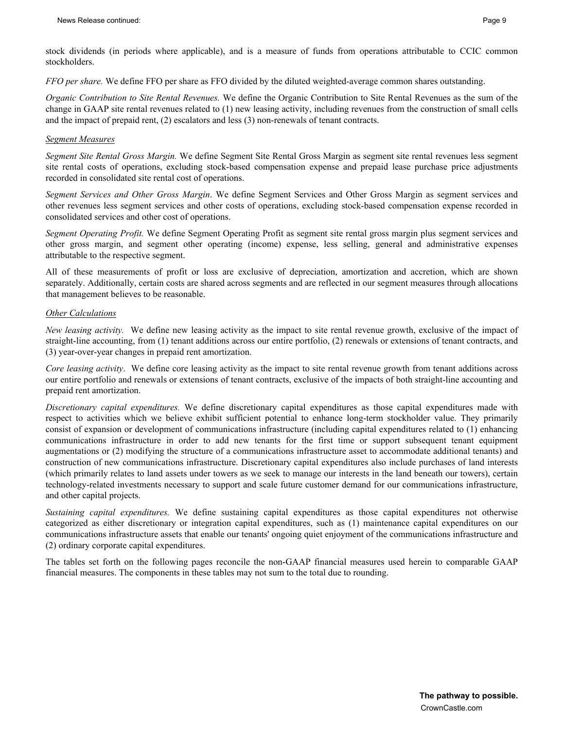stock dividends (in periods where applicable), and is a measure of funds from operations attributable to CCIC common stockholders.

*FFO per share.* We define FFO per share as FFO divided by the diluted weighted-average common shares outstanding.

*Organic Contribution to Site Rental Revenues.* We define the Organic Contribution to Site Rental Revenues as the sum of the change in GAAP site rental revenues related to (1) new leasing activity, including revenues from the construction of small cells and the impact of prepaid rent, (2) escalators and less (3) non-renewals of tenant contracts.

*Segment Measures*

*Segment Site Rental Gross Margin.* We define Segment Site Rental Gross Margin as segment site rental revenues less segment site rental costs of operations, excluding stock-based compensation expense and prepaid lease purchase price adjustments recorded in consolidated site rental cost of operations.

*Segment Services and Other Gross Margin*. We define Segment Services and Other Gross Margin as segment services and other revenues less segment services and other costs of operations, excluding stock-based compensation expense recorded in consolidated services and other cost of operations.

*Segment Operating Profit.* We define Segment Operating Profit as segment site rental gross margin plus segment services and other gross margin, and segment other operating (income) expense, less selling, general and administrative expenses attributable to the respective segment.

All of these measurements of profit or loss are exclusive of depreciation, amortization and accretion, which are shown separately. Additionally, certain costs are shared across segments and are reflected in our segment measures through allocations that management believes to be reasonable.

*Other Calculations*

*New leasing activity.* We define new leasing activity as the impact to site rental revenue growth, exclusive of the impact of straight-line accounting, from (1) tenant additions across our entire portfolio, (2) renewals or extensions of tenant contracts, and (3) year-over-year changes in prepaid rent amortization.

*Core leasing activity*. We define core leasing activity as the impact to site rental revenue growth from tenant additions across our entire portfolio and renewals or extensions of tenant contracts, exclusive of the impacts of both straight-line accounting and prepaid rent amortization.

*Discretionary capital expenditures.* We define discretionary capital expenditures as those capital expenditures made with respect to activities which we believe exhibit sufficient potential to enhance long-term stockholder value. They primarily consist of expansion or development of communications infrastructure (including capital expenditures related to (1) enhancing communications infrastructure in order to add new tenants for the first time or support subsequent tenant equipment augmentations or (2) modifying the structure of a communications infrastructure asset to accommodate additional tenants) and construction of new communications infrastructure. Discretionary capital expenditures also include purchases of land interests (which primarily relates to land assets under towers as we seek to manage our interests in the land beneath our towers), certain technology-related investments necessary to support and scale future customer demand for our communications infrastructure, and other capital projects.

*Sustaining capital expenditures.* We define sustaining capital expenditures as those capital expenditures not otherwise categorized as either discretionary or integration capital expenditures, such as (1) maintenance capital expenditures on our communications infrastructure assets that enable our tenants' ongoing quiet enjoyment of the communications infrastructure and (2) ordinary corporate capital expenditures.

The tables set forth on the following pages reconcile the non-GAAP financial measures used herein to comparable GAAP financial measures. The components in these tables may not sum to the total due to rounding.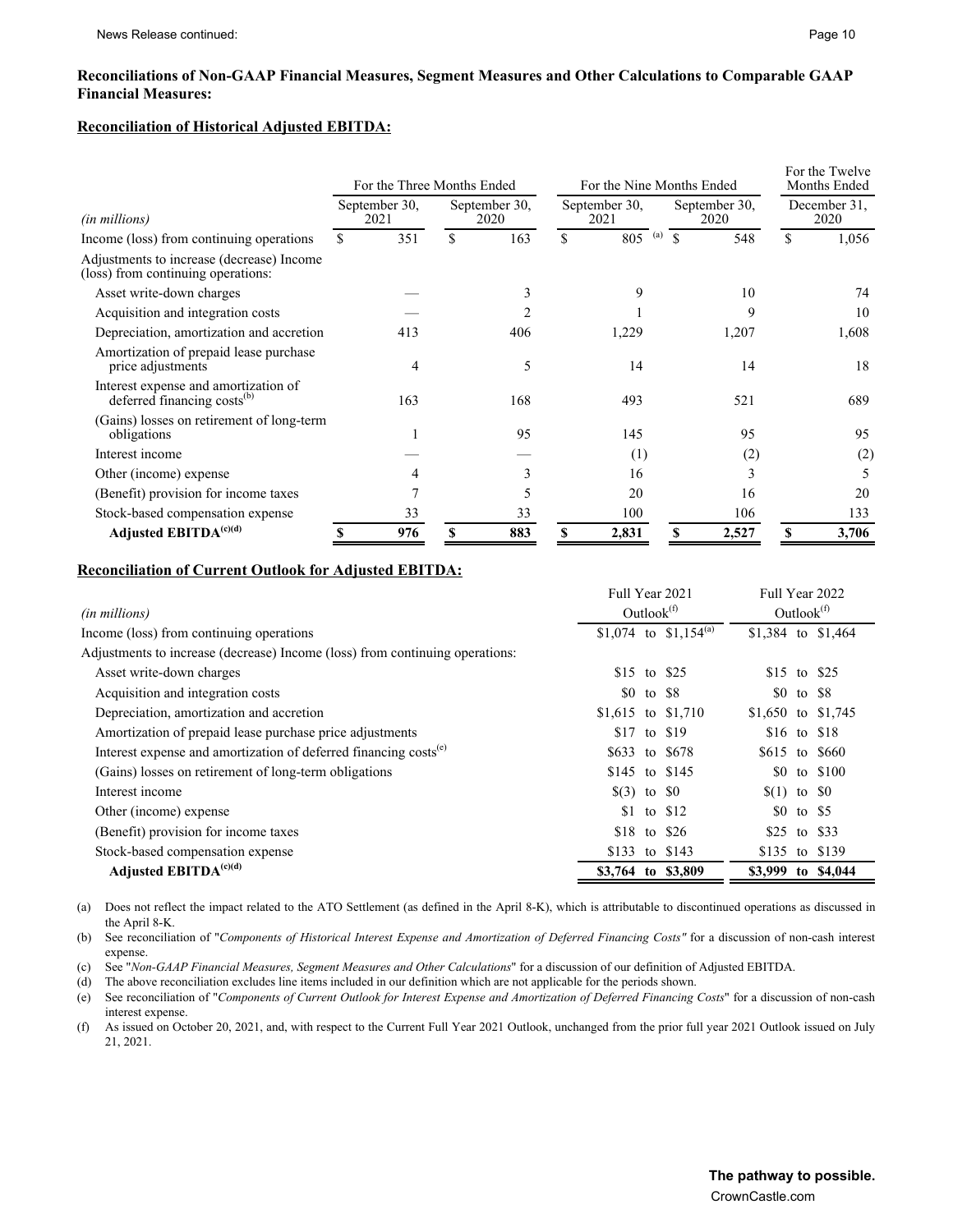**Reconciliations of Non-GAAP Financial Measures, Segment Measures and Other Calculations to Comparable GAAP Financial Measures:**

**Reconciliation of Historical Adjusted EBITDA:**

| | For the Three Months Ended | | For the Nine Months Ended | | For the Twelve Months Ended |
|---|---|---|---|---|---|
| *(in millions)* | September 30, 2021 | September 30, 2020 | September 30, 2021 | September 30, 2020 | December 31, 2020 |
| Income (loss) from continuing operations | $ 351 | $ 163 | $ 805 [(a)] | $ 548 | $ 1,056 |
| Adjustments to increase (decrease) Income (loss) from continuing operations: | | | | | |
| Asset write-down charges | — | 3 | 9 | 10 | 74 |
| Acquisition and integration costs | — | 2 | 1 | 9 | 10 |
| Depreciation, amortization and accretion | 413 | 406 | 1,229 | 1,207 | 1,608 |
| Amortization of prepaid lease purchase price adjustments | 4 | 5 | 14 | 14 | 18 |
| Interest expense and amortization of deferred financing costs[(b)] | 163 | 168 | 493 | 521 | 689 |
| (Gains) losses on retirement of long-term obligations | 1 | 95 | 145 | 95 | 95 |
| Interest income | — | — | (1) | (2) | (2) |
| Other (income) expense | 4 | 3 | 16 | 3 | 5 |
| (Benefit) provision for income taxes | 7 | 5 | 20 | 16 | 20 |
| Stock-based compensation expense | 33 | 33 | 100 | 106 | 133 |
| **Adjusted EBITDA[(c)(d)]** | **$ 976** | **$ 883** | **$ 2,831** | **$ 2,527** | **$ 3,706** |

**Reconciliation of Current Outlook for Adjusted EBITDA:**

| *(in millions)* | Full Year 2021 Outlook[(f)] | Full Year 2022 Outlook[(f)] |
|---|---|---|
| Income (loss) from continuing operations | $1,074 to $1,154[(a)] | $1,384 to $1,464 |
| Adjustments to increase (decrease) Income (loss) from continuing operations: | | |
| Asset write-down charges | $15 to $25 | $15 to $25 |
| Acquisition and integration costs | $0 to $8 | $0 to $8 |
| Depreciation, amortization and accretion | $1,615 to $1,710 | $1,650 to $1,745 |
| Amortization of prepaid lease purchase price adjustments | $17 to $19 | $16 to $18 |
| Interest expense and amortization of deferred financing costs[(e)] | $633 to $678 | $615 to $660 |
| (Gains) losses on retirement of long-term obligations | $145 to $145 | $0 to $100 |
| Interest income | $(3) to $0 | $(1) to $0 |
| Other (income) expense | $1 to $12 | $0 to $5 |
| (Benefit) provision for income taxes | $18 to $26 | $25 to $33 |
| Stock-based compensation expense | $133 to $143 | $135 to $139 |
| **Adjusted EBITDA[(c)(d)]** | **$3,764 to $3,809** | **$3,999 to $4,044** |

(a) Does not reflect the impact related to the ATO Settlement (as defined in the April 8-K), which is attributable to discontinued operations as discussed in the April 8-K.

(b) See reconciliation of "*Components of Historical Interest Expense and Amortization of Deferred Financing Costs"* for a discussion of non-cash interest expense.

(c) See "*Non-GAAP Financial Measures, Segment Measures and Other Calculations*" for a discussion of our definition of Adjusted EBITDA.

(d) The above reconciliation excludes line items included in our definition which are not applicable for the periods shown.

(e) See reconciliation of "*Components of Current Outlook for Interest Expense and Amortization of Deferred Financing Costs*" for a discussion of non-cash interest expense.

(f) As issued on October 20, 2021, and, with respect to the Current Full Year 2021 Outlook, unchanged from the prior full year 2021 Outlook issued on July 21, 2021.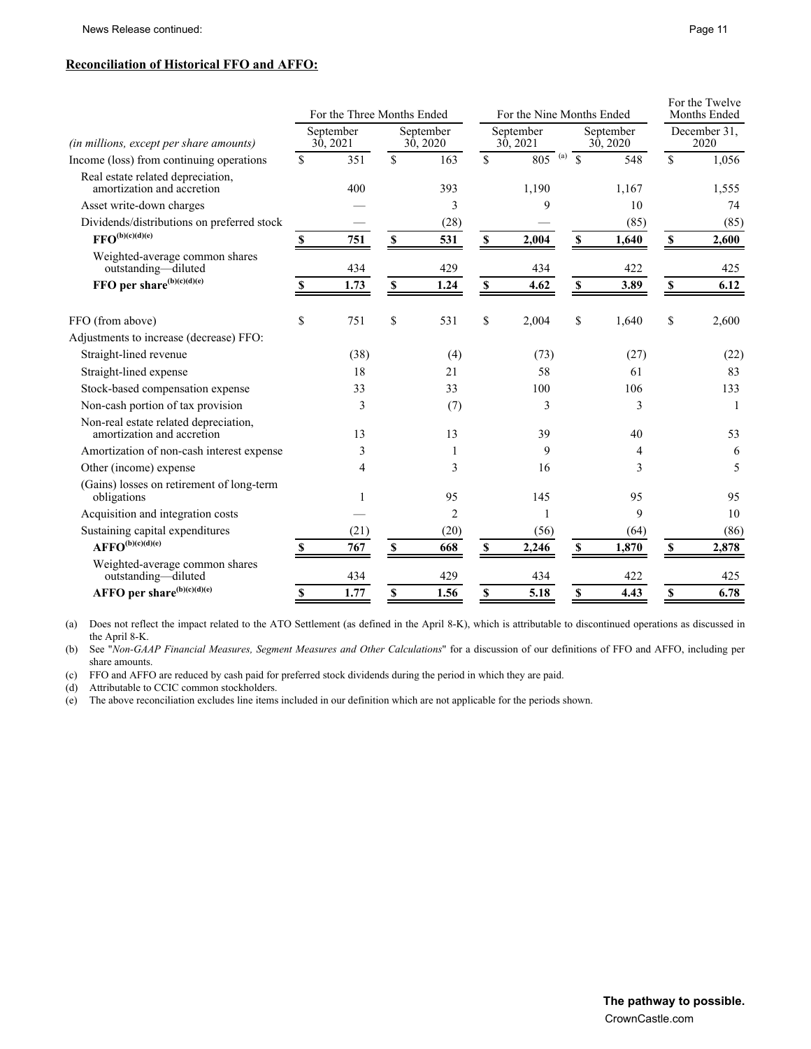**Reconciliation of Historical FFO and AFFO:**

| (in millions, except per share amounts) | For the Three Months Ended September 30, 2021 | For the Three Months Ended September 30, 2020 | For the Nine Months Ended September 30, 2021 | For the Nine Months Ended September 30, 2020 | For the Twelve Months Ended December 31, 2020 |
|---|---|---|---|---|---|
| Income (loss) from continuing operations | $ 351 | $ 163 | $ 805 [(a)] | $ 548 | $ 1,056 |
| Real estate related depreciation, amortization and accretion | 400 | 393 | 1,190 | 1,167 | 1,555 |
| Asset write-down charges | — | 3 | 9 | 10 | 74 |
| Dividends/distributions on preferred stock | — | (28) | — | (85) | (85) |
| **FFO[(b)(c)(d)(e)]** | **$ 751** | **$ 531** | **$ 2,004** | **$ 1,640** | **$ 2,600** |
| Weighted-average common shares outstanding—diluted | 434 | 429 | 434 | 422 | 425 |
| **FFO per share[(b)(c)(d)(e)]** | **$ 1.73** | **$ 1.24** | **$ 4.62** | **$ 3.89** | **$ 6.12** |
| | | | | | |
| FFO (from above) | $ 751 | $ 531 | $ 2,004 | $ 1,640 | $ 2,600 |
| Adjustments to increase (decrease) FFO: | | | | | |
| Straight-lined revenue | (38) | (4) | (73) | (27) | (22) |
| Straight-lined expense | 18 | 21 | 58 | 61 | 83 |
| Stock-based compensation expense | 33 | 33 | 100 | 106 | 133 |
| Non-cash portion of tax provision | 3 | (7) | 3 | 3 | 1 |
| Non-real estate related depreciation, amortization and accretion | 13 | 13 | 39 | 40 | 53 |
| Amortization of non-cash interest expense | 3 | 1 | 9 | 4 | 6 |
| Other (income) expense | 4 | 3 | 16 | 3 | 5 |
| (Gains) losses on retirement of long-term obligations | 1 | 95 | 145 | 95 | 95 |
| Acquisition and integration costs | — | 2 | 1 | 9 | 10 |
| Sustaining capital expenditures | (21) | (20) | (56) | (64) | (86) |
| **AFFO[(b)(c)(d)(e)]** | **$ 767** | **$ 668** | **$ 2,246** | **$ 1,870** | **$ 2,878** |
| Weighted-average common shares outstanding—diluted | 434 | 429 | 434 | 422 | 425 |
| **AFFO per share[(b)(c)(d)(e)]** | **$ 1.77** | **$ 1.56** | **$ 5.18** | **$ 4.43** | **$ 6.78** |

(a) Does not reflect the impact related to the ATO Settlement (as defined in the April 8-K), which is attributable to discontinued operations as discussed in the April 8-K.

(b) See "*Non-GAAP Financial Measures, Segment Measures and Other Calculations*" for a discussion of our definitions of FFO and AFFO, including per share amounts.

(c) FFO and AFFO are reduced by cash paid for preferred stock dividends during the period in which they are paid.

(d) Attributable to CCIC common stockholders.

(e) The above reconciliation excludes line items included in our definition which are not applicable for the periods shown.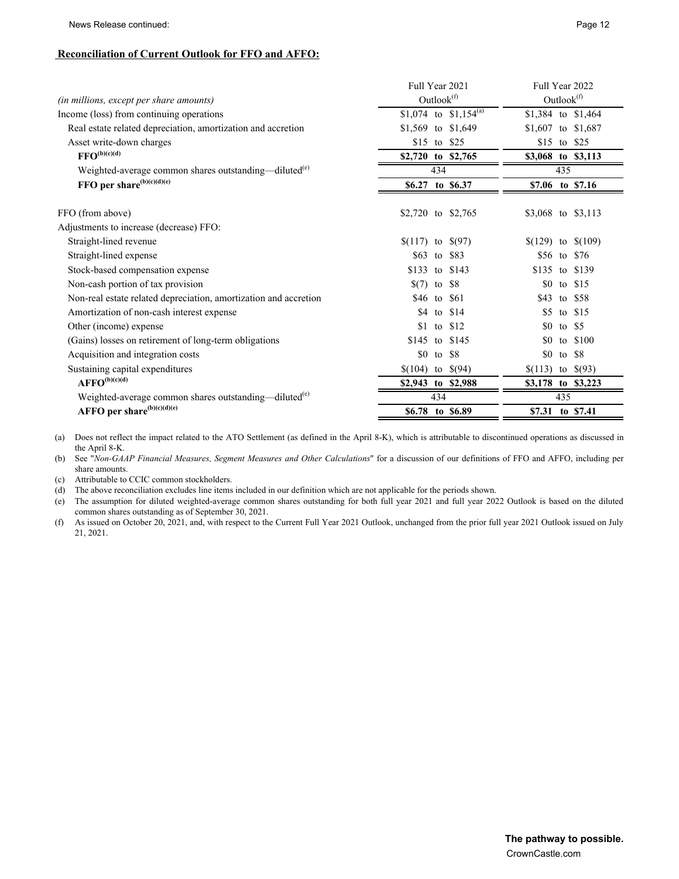## Reconciliation of Current Outlook for FFO and AFFO:

| *(in millions, except per share amounts)* | Full Year 2021 Outlook[f] | Full Year 2022 Outlook[f] |
|---|---|---|
| Income (loss) from continuing operations | $1,074 to $1,154[a] | $1,384 to $1,464 |
| Real estate related depreciation, amortization and accretion | $1,569 to $1,649 | $1,607 to $1,687 |
| Asset write-down charges | $15 to $25 | $15 to $25 |
| **FFO[b][c][d]** | **$2,720 to $2,765** | **$3,068 to $3,113** |
| Weighted-average common shares outstanding—diluted[e] | 434 | 435 |
| **FFO per share[b][c][d][e]** | **$6.27 to $6.37** | **$7.06 to $7.16** |
| | | |
| FFO (from above) | $2,720 to $2,765 | $3,068 to $3,113 |
| Adjustments to increase (decrease) FFO: | | |
| Straight-lined revenue | $(117) to $(97) | $(129) to $(109) |
| Straight-lined expense | $63 to $83 | $56 to $76 |
| Stock-based compensation expense | $133 to $143 | $135 to $139 |
| Non-cash portion of tax provision | $(7) to $8 | $0 to $15 |
| Non-real estate related depreciation, amortization and accretion | $46 to $61 | $43 to $58 |
| Amortization of non-cash interest expense | $4 to $14 | $5 to $15 |
| Other (income) expense | $1 to $12 | $0 to $5 |
| (Gains) losses on retirement of long-term obligations | $145 to $145 | $0 to $100 |
| Acquisition and integration costs | $0 to $8 | $0 to $8 |
| Sustaining capital expenditures | $(104) to $(94) | $(113) to $(93) |
| **AFFO[b][c][d]** | **$2,943 to $2,988** | **$3,178 to $3,223** |
| Weighted-average common shares outstanding—diluted[e] | 434 | 435 |
| **AFFO per share[b][c][d][e]** | **$6.78 to $6.89** | **$7.31 to $7.41** |

(a) Does not reflect the impact related to the ATO Settlement (as defined in the April 8-K), which is attributable to discontinued operations as discussed in the April 8-K.

(b) See "*Non-GAAP Financial Measures, Segment Measures and Other Calculations*" for a discussion of our definitions of FFO and AFFO, including per share amounts.

(c) Attributable to CCIC common stockholders.

(d) The above reconciliation excludes line items included in our definition which are not applicable for the periods shown.

(e) The assumption for diluted weighted-average common shares outstanding for both full year 2021 and full year 2022 Outlook is based on the diluted common shares outstanding as of September 30, 2021.

(f) As issued on October 20, 2021, and, with respect to the Current Full Year 2021 Outlook, unchanged from the prior full year 2021 Outlook issued on July 21, 2021.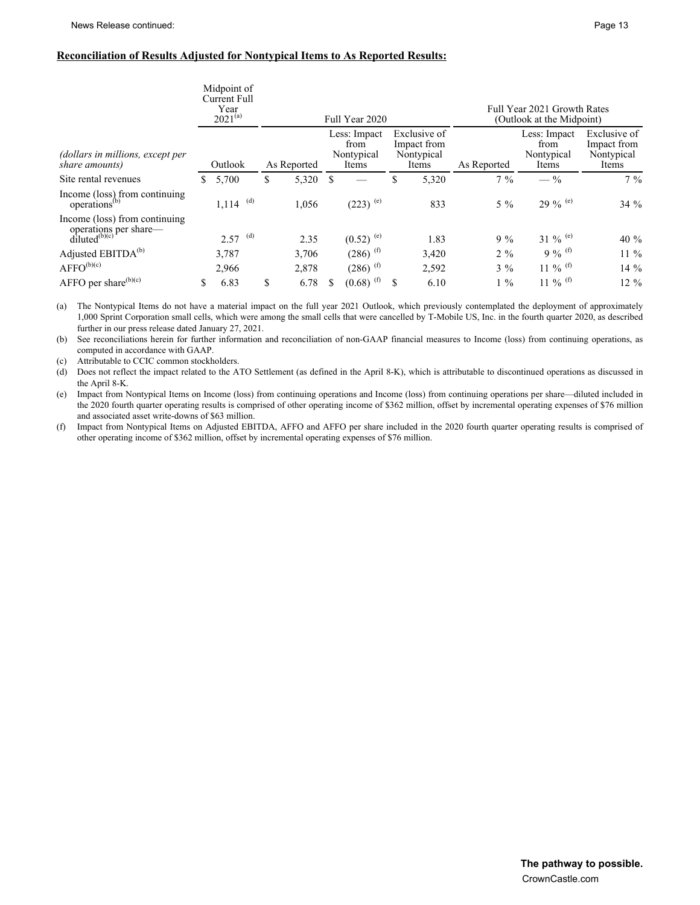**Reconciliation of Results Adjusted for Nontypical Items to As Reported Results:**

| | Midpoint of Current Full Year 2021[(a)] | Full Year 2020 | | | Full Year 2021 Growth Rates (Outlook at the Midpoint) | | |
|---|---|---|---|---|---|---|---|
| *(dollars in millions, except per share amounts)* | Outlook | As Reported | Less: Impact from Nontypical Items | Exclusive of Impact from Nontypical Items | As Reported | Less: Impact from Nontypical Items | Exclusive of Impact from Nontypical Items |
| Site rental revenues | $ 5,700 | $ 5,320 | $ — | $ 5,320 | 7 % | — % | 7 % |
| Income (loss) from continuing operations[(b)] | 1,114 [(d)] | 1,056 | (223) [(e)] | 833 | 5 % | 29 % [(e)] | 34 % |
| Income (loss) from continuing operations per share—diluted[(b)(c)] | 2.57 [(d)] | 2.35 | (0.52) [(e)] | 1.83 | 9 % | 31 % [(e)] | 40 % |
| Adjusted EBITDA[(b)] | 3,787 | 3,706 | (286) [(f)] | 3,420 | 2 % | 9 % [(f)] | 11 % |
| AFFO[(b)(c)] | 2,966 | 2,878 | (286) [(f)] | 2,592 | 3 % | 11 % [(f)] | 14 % |
| AFFO per share[(b)(c)] | $ 6.83 | $ 6.78 | $ (0.68) [(f)] | $ 6.10 | 1 % | 11 % [(f)] | 12 % |

(a) The Nontypical Items do not have a material impact on the full year 2021 Outlook, which previously contemplated the deployment of approximately 1,000 Sprint Corporation small cells, which were among the small cells that were cancelled by T-Mobile US, Inc. in the fourth quarter 2020, as described further in our press release dated January 27, 2021.

(b) See reconciliations herein for further information and reconciliation of non-GAAP financial measures to Income (loss) from continuing operations, as computed in accordance with GAAP.

(c) Attributable to CCIC common stockholders.

(d) Does not reflect the impact related to the ATO Settlement (as defined in the April 8-K), which is attributable to discontinued operations as discussed in the April 8-K.

(e) Impact from Nontypical Items on Income (loss) from continuing operations and Income (loss) from continuing operations per share—diluted included in the 2020 fourth quarter operating results is comprised of other operating income of $362 million, offset by incremental operating expenses of $76 million and associated asset write-downs of $63 million.

(f) Impact from Nontypical Items on Adjusted EBITDA, AFFO and AFFO per share included in the 2020 fourth quarter operating results is comprised of other operating income of $362 million, offset by incremental operating expenses of $76 million.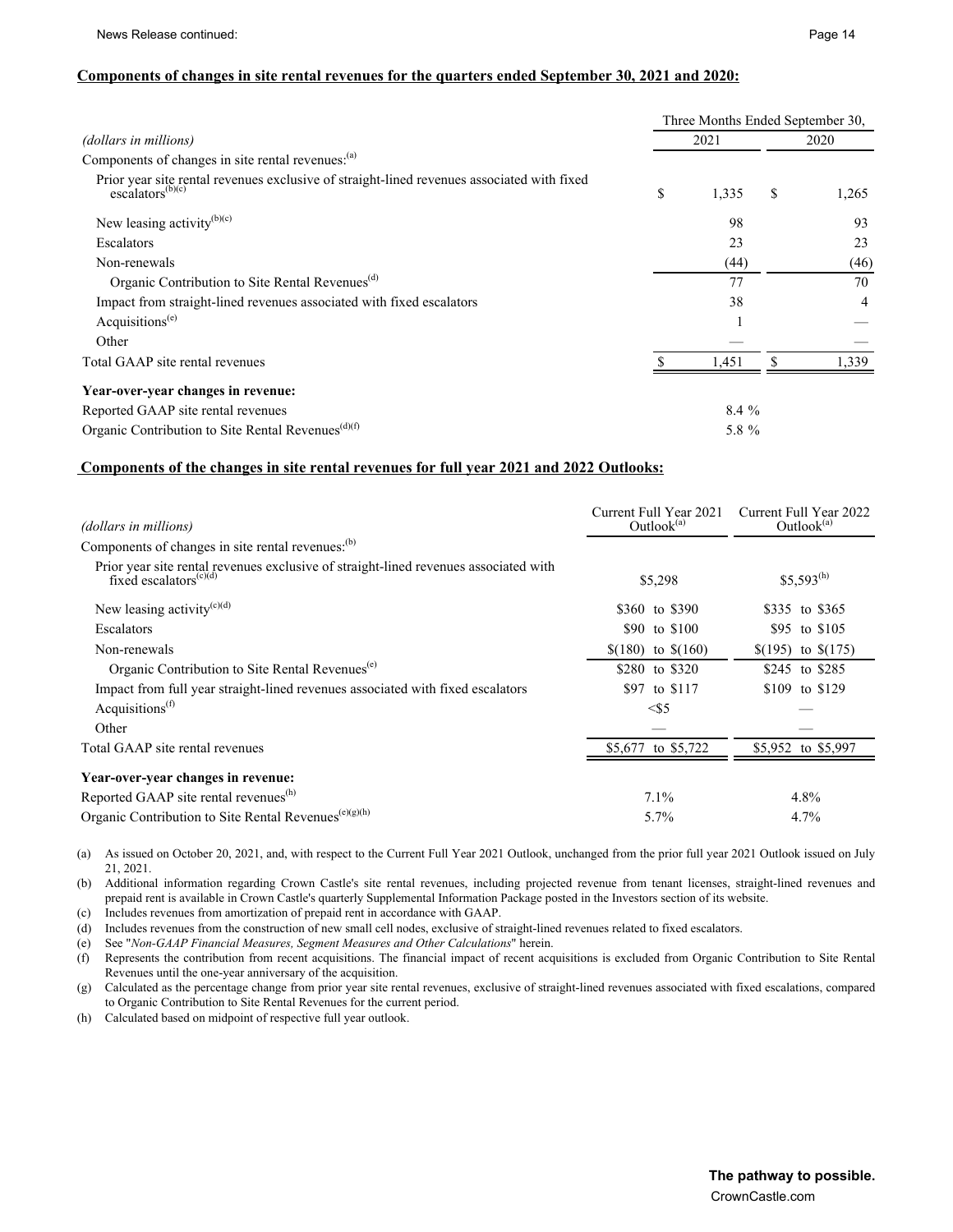**Components of changes in site rental revenues for the quarters ended September 30, 2021 and 2020:**

| *(dollars in millions)* | Three Months Ended September 30, 2021 | Three Months Ended September 30, 2020 |
|---|---|---|
| Components of changes in site rental revenues:[(a)] | | |
| Prior year site rental revenues exclusive of straight-lined revenues associated with fixed escalators[(b)(c)] | $ 1,335 | $ 1,265 |
| New leasing activity[(b)(c)] | 98 | 93 |
| Escalators | 23 | 23 |
| Non-renewals | (44) | (46) |
| Organic Contribution to Site Rental Revenues[(d)] | 77 | 70 |
| Impact from straight-lined revenues associated with fixed escalators | 38 | 4 |
| Acquisitions[(e)] | 1 | — |
| Other | — | — |
| Total GAAP site rental revenues | $ 1,451 | $ 1,339 |
| **Year-over-year changes in revenue:** | | |
| Reported GAAP site rental revenues | 8.4 % | |
| Organic Contribution to Site Rental Revenues[(d)(f)] | 5.8 % | |

**Components of the changes in site rental revenues for full year 2021 and 2022 Outlooks:**

| *(dollars in millions)* | Current Full Year 2021 Outlook[(a)] | Current Full Year 2022 Outlook[(a)] |
|---|---|---|
| Components of changes in site rental revenues:[(b)] | | |
| Prior year site rental revenues exclusive of straight-lined revenues associated with fixed escalators[(c)(d)] | $5,298 | $5,593[(h)] |
| New leasing activity[(c)(d)] | $360 to $390 | $335 to $365 |
| Escalators | $90 to $100 | $95 to $105 |
| Non-renewals | $(180) to $(160) | $(195) to $(175) |
| Organic Contribution to Site Rental Revenues[(e)] | $280 to $320 | $245 to $285 |
| Impact from full year straight-lined revenues associated with fixed escalators | $97 to $117 | $109 to $129 |
| Acquisitions[(f)] | <$5 | — |
| Other | — | — |
| Total GAAP site rental revenues | $5,677 to $5,722 | $5,952 to $5,997 |
| **Year-over-year changes in revenue:** | | |
| Reported GAAP site rental revenues[(h)] | 7.1% | 4.8% |
| Organic Contribution to Site Rental Revenues[(e)(g)(h)] | 5.7% | 4.7% |

(a) As issued on October 20, 2021, and, with respect to the Current Full Year 2021 Outlook, unchanged from the prior full year 2021 Outlook issued on July 21, 2021.

(b) Additional information regarding Crown Castle's site rental revenues, including projected revenue from tenant licenses, straight-lined revenues and prepaid rent is available in Crown Castle's quarterly Supplemental Information Package posted in the Investors section of its website.

(c) Includes revenues from amortization of prepaid rent in accordance with GAAP.

(d) Includes revenues from the construction of new small cell nodes, exclusive of straight-lined revenues related to fixed escalators.

(e) See "*Non-GAAP Financial Measures, Segment Measures and Other Calculations*" herein.

(f) Represents the contribution from recent acquisitions. The financial impact of recent acquisitions is excluded from Organic Contribution to Site Rental Revenues until the one-year anniversary of the acquisition.

(g) Calculated as the percentage change from prior year site rental revenues, exclusive of straight-lined revenues associated with fixed escalations, compared to Organic Contribution to Site Rental Revenues for the current period.

(h) Calculated based on midpoint of respective full year outlook.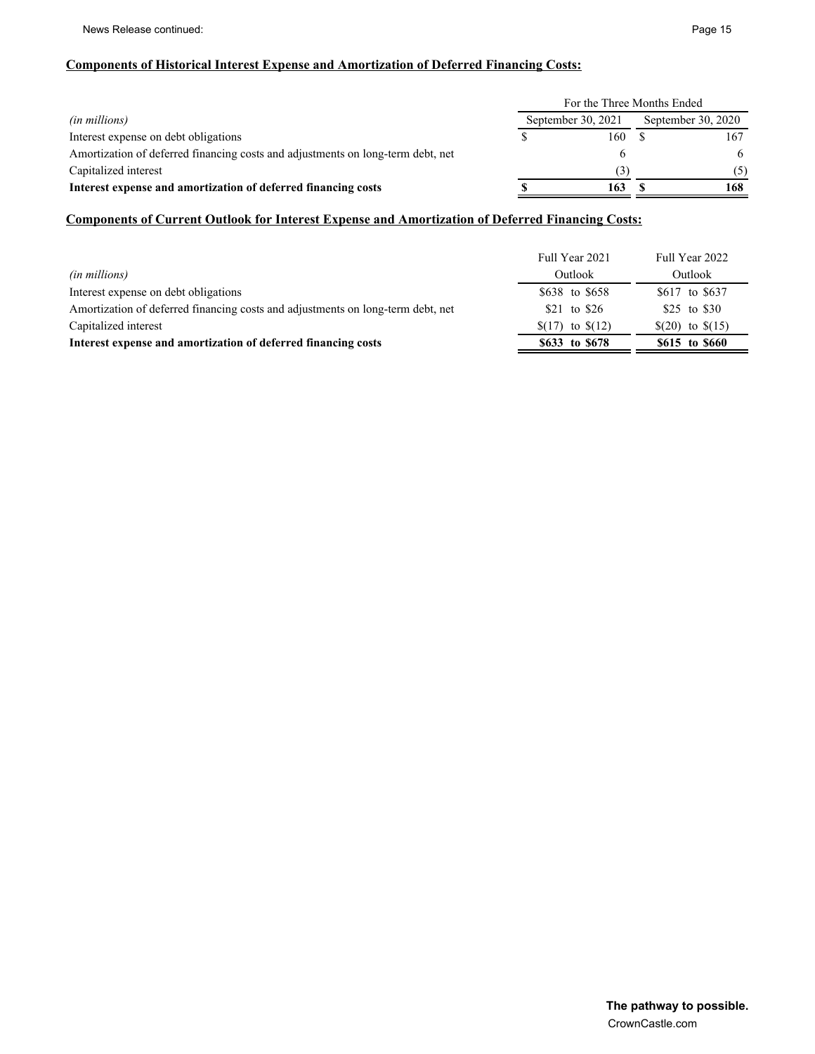## Components of Historical Interest Expense and Amortization of Deferred Financing Costs:

| | For the Three Months Ended | |
|---|---|---|
| *(in millions)* | September 30, 2021 | September 30, 2020 |
| Interest expense on debt obligations | $ 160 | $ 167 |
| Amortization of deferred financing costs and adjustments on long-term debt, net | 6 | 6 |
| Capitalized interest | (3) | (5) |
| **Interest expense and amortization of deferred financing costs** | **$ 163** | **$ 168** |

## Components of Current Outlook for Interest Expense and Amortization of Deferred Financing Costs:

| *(in millions)* | Full Year 2021 Outlook | Full Year 2022 Outlook |
|---|---|---|
| Interest expense on debt obligations | $638 to $658 | $617 to $637 |
| Amortization of deferred financing costs and adjustments on long-term debt, net | $21 to $26 | $25 to $30 |
| Capitalized interest | $(17) to $(12) | $(20) to $(15) |
| **Interest expense and amortization of deferred financing costs** | **$633 to $678** | **$615 to $660** |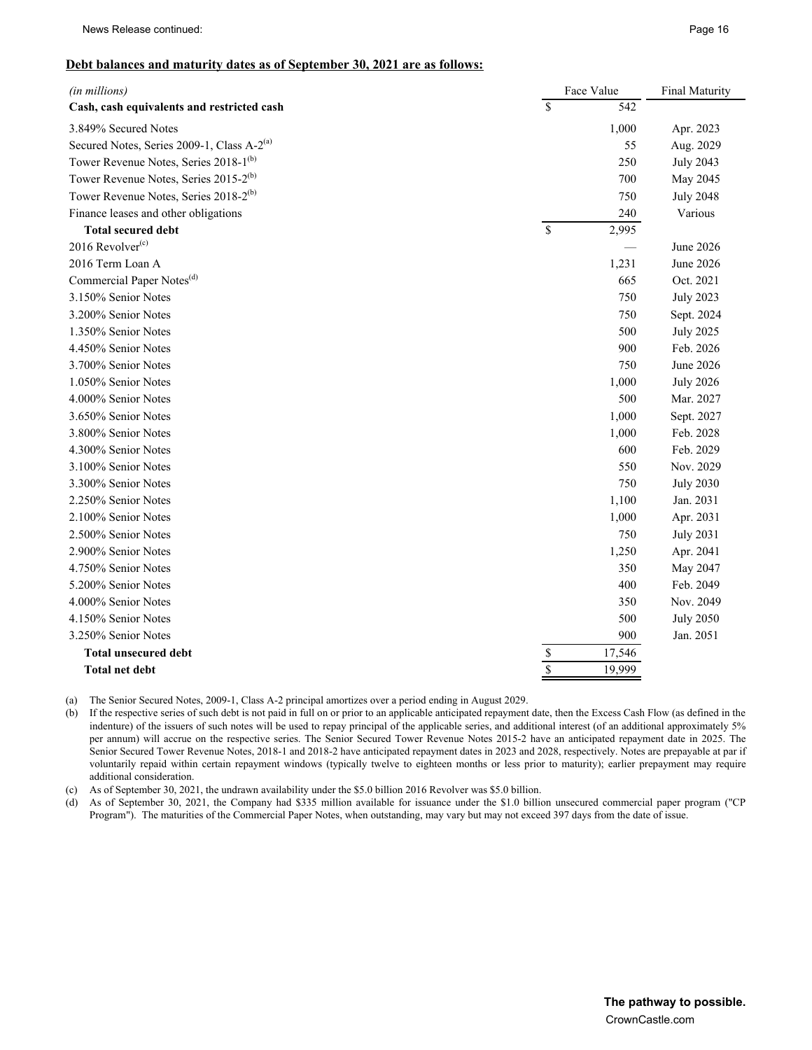**Debt balances and maturity dates as of September 30, 2021 are as follows:**

| *(in millions)* | Face Value | Final Maturity |
|---|---|---|
| **Cash, cash equivalents and restricted cash** | $ 542 | |
| 3.849% Secured Notes | 1,000 | Apr. 2023 |
| Secured Notes, Series 2009-1, Class A-2[(a)] | 55 | Aug. 2029 |
| Tower Revenue Notes, Series 2018-1[(b)] | 250 | July 2043 |
| Tower Revenue Notes, Series 2015-2[(b)] | 700 | May 2045 |
| Tower Revenue Notes, Series 2018-2[(b)] | 750 | July 2048 |
| Finance leases and other obligations | 240 | Various |
| **Total secured debt** | $ 2,995 | |
| 2016 Revolver[(c)] | — | June 2026 |
| 2016 Term Loan A | 1,231 | June 2026 |
| Commercial Paper Notes[(d)] | 665 | Oct. 2021 |
| 3.150% Senior Notes | 750 | July 2023 |
| 3.200% Senior Notes | 750 | Sept. 2024 |
| 1.350% Senior Notes | 500 | July 2025 |
| 4.450% Senior Notes | 900 | Feb. 2026 |
| 3.700% Senior Notes | 750 | June 2026 |
| 1.050% Senior Notes | 1,000 | July 2026 |
| 4.000% Senior Notes | 500 | Mar. 2027 |
| 3.650% Senior Notes | 1,000 | Sept. 2027 |
| 3.800% Senior Notes | 1,000 | Feb. 2028 |
| 4.300% Senior Notes | 600 | Feb. 2029 |
| 3.100% Senior Notes | 550 | Nov. 2029 |
| 3.300% Senior Notes | 750 | July 2030 |
| 2.250% Senior Notes | 1,100 | Jan. 2031 |
| 2.100% Senior Notes | 1,000 | Apr. 2031 |
| 2.500% Senior Notes | 750 | July 2031 |
| 2.900% Senior Notes | 1,250 | Apr. 2041 |
| 4.750% Senior Notes | 350 | May 2047 |
| 5.200% Senior Notes | 400 | Feb. 2049 |
| 4.000% Senior Notes | 350 | Nov. 2049 |
| 4.150% Senior Notes | 500 | July 2050 |
| 3.250% Senior Notes | 900 | Jan. 2051 |
| **Total unsecured debt** | $ 17,546 | |
| **Total net debt** | $ 19,999 | |

(a) The Senior Secured Notes, 2009-1, Class A-2 principal amortizes over a period ending in August 2029.

(b) If the respective series of such debt is not paid in full on or prior to an applicable anticipated repayment date, then the Excess Cash Flow (as defined in the indenture) of the issuers of such notes will be used to repay principal of the applicable series, and additional interest (of an additional approximately 5% per annum) will accrue on the respective series. The Senior Secured Tower Revenue Notes 2015-2 have an anticipated repayment date in 2025. The Senior Secured Tower Revenue Notes, 2018-1 and 2018-2 have anticipated repayment dates in 2023 and 2028, respectively. Notes are prepayable at par if voluntarily repaid within certain repayment windows (typically twelve to eighteen months or less prior to maturity); earlier prepayment may require additional consideration.

(c) As of September 30, 2021, the undrawn availability under the $5.0 billion 2016 Revolver was $5.0 billion.

(d) As of September 30, 2021, the Company had $335 million available for issuance under the $1.0 billion unsecured commercial paper program ("CP Program"). The maturities of the Commercial Paper Notes, when outstanding, may vary but may not exceed 397 days from the date of issue.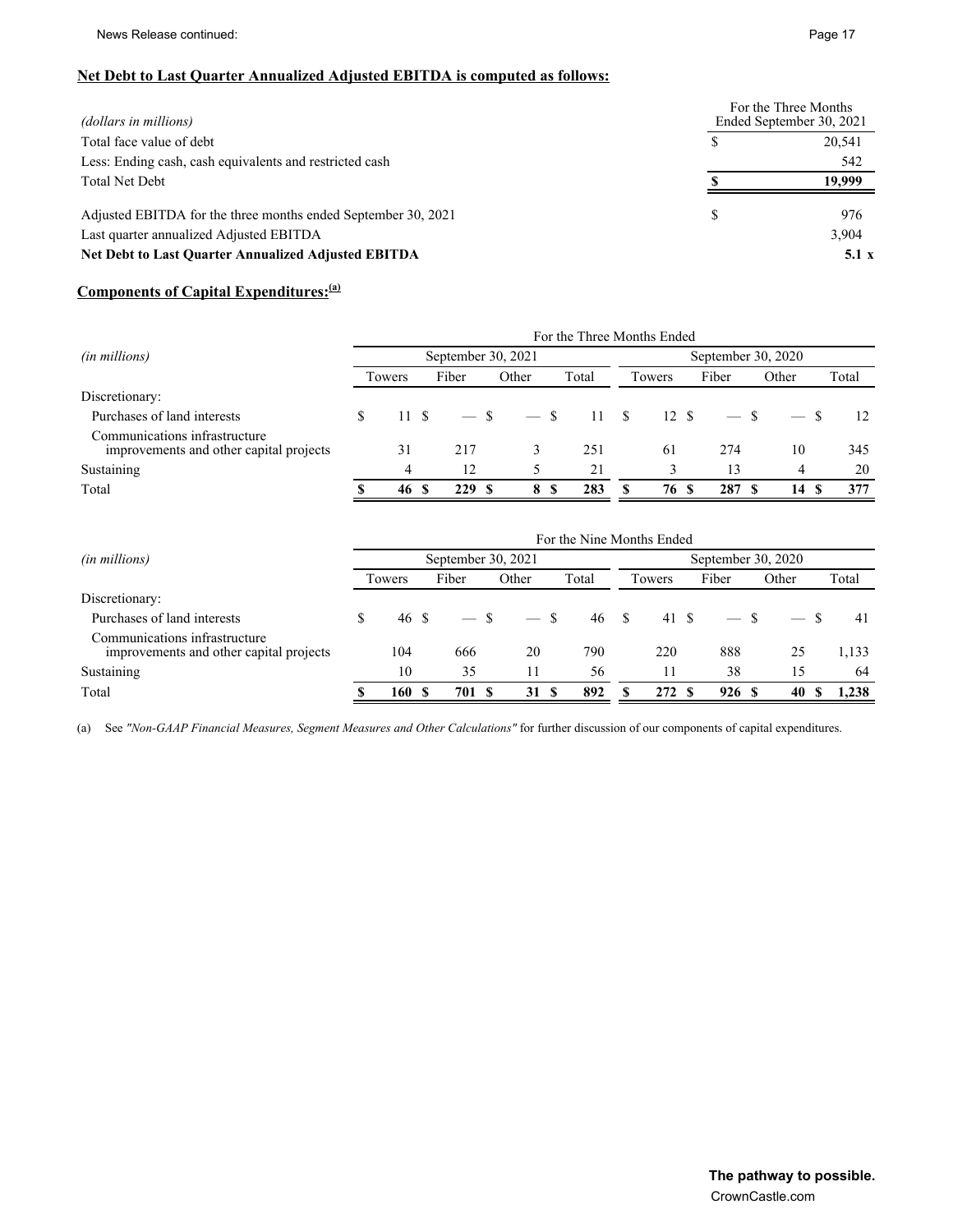**Net Debt to Last Quarter Annualized Adjusted EBITDA is computed as follows:**

| *(dollars in millions)* | For the Three Months Ended September 30, 2021 |
|---|---|
| Total face value of debt | $ 20,541 |
| Less: Ending cash, cash equivalents and restricted cash | 542 |
| Total Net Debt | **$ 19,999** |
| | |
| Adjusted EBITDA for the three months ended September 30, 2021 | $ 976 |
| Last quarter annualized Adjusted EBITDA | 3,904 |
| **Net Debt to Last Quarter Annualized Adjusted EBITDA** | **5.1 x** |

**Components of Capital Expenditures:**[(a)]

| *(in millions)* | For the Three Months Ended | | | | | | | |
|---|---|---|---|---|---|---|---|---|
| | September 30, 2021 | | | | September 30, 2020 | | | |
| | Towers | Fiber | Other | Total | Towers | Fiber | Other | Total |
| Discretionary: | | | | | | | | |
| Purchases of land interests | $ 11 | $ — | $ — | $ 11 | $ 12 | $ — | $ — | $ 12 |
| Communications infrastructure improvements and other capital projects | 31 | 217 | 3 | 251 | 61 | 274 | 10 | 345 |
| Sustaining | 4 | 12 | 5 | 21 | 3 | 13 | 4 | 20 |
| Total | **$ 46** | **$ 229** | **$ 8** | **$ 283** | **$ 76** | **$ 287** | **$ 14** | **$ 377** |

| *(in millions)* | For the Nine Months Ended | | | | | | | |
|---|---|---|---|---|---|---|---|---|
| | September 30, 2021 | | | | September 30, 2020 | | | |
| | Towers | Fiber | Other | Total | Towers | Fiber | Other | Total |
| Discretionary: | | | | | | | | |
| Purchases of land interests | $ 46 | $ — | $ — | $ 46 | $ 41 | $ — | $ — | $ 41 |
| Communications infrastructure improvements and other capital projects | 104 | 666 | 20 | 790 | 220 | 888 | 25 | 1,133 |
| Sustaining | 10 | 35 | 11 | 56 | 11 | 38 | 15 | 64 |
| Total | **$ 160** | **$ 701** | **$ 31** | **$ 892** | **$ 272** | **$ 926** | **$ 40** | **$ 1,238** |

(a) See *"Non-GAAP Financial Measures, Segment Measures and Other Calculations"* for further discussion of our components of capital expenditures.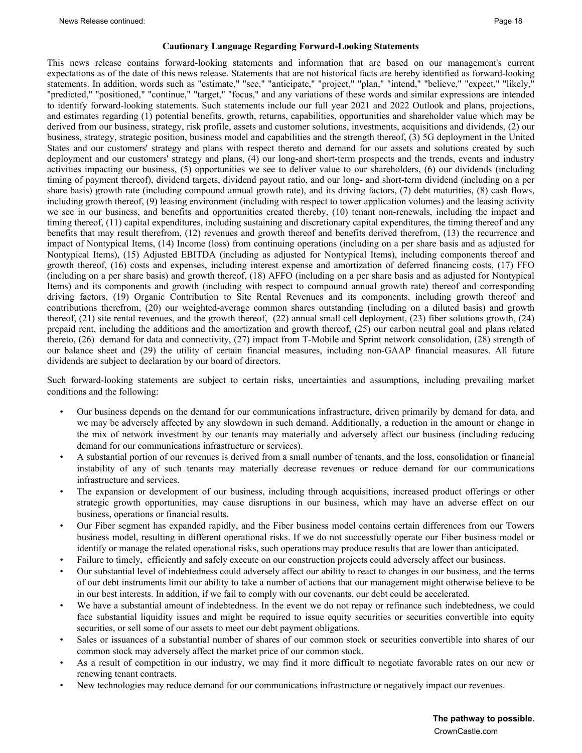### Cautionary Language Regarding Forward-Looking Statements

This news release contains forward-looking statements and information that are based on our management's current expectations as of the date of this news release. Statements that are not historical facts are hereby identified as forward-looking statements. In addition, words such as "estimate," "see," "anticipate," "project," "plan," "intend," "believe," "expect," "likely," "predicted," "positioned," "continue," "target," "focus," and any variations of these words and similar expressions are intended to identify forward-looking statements. Such statements include our full year 2021 and 2022 Outlook and plans, projections, and estimates regarding (1) potential benefits, growth, returns, capabilities, opportunities and shareholder value which may be derived from our business, strategy, risk profile, assets and customer solutions, investments, acquisitions and dividends, (2) our business, strategy, strategic position, business model and capabilities and the strength thereof, (3) 5G deployment in the United States and our customers' strategy and plans with respect thereto and demand for our assets and solutions created by such deployment and our customers' strategy and plans, (4) our long-and short-term prospects and the trends, events and industry activities impacting our business, (5) opportunities we see to deliver value to our shareholders, (6) our dividends (including timing of payment thereof), dividend targets, dividend payout ratio, and our long- and short-term dividend (including on a per share basis) growth rate (including compound annual growth rate), and its driving factors, (7) debt maturities, (8) cash flows, including growth thereof, (9) leasing environment (including with respect to tower application volumes) and the leasing activity we see in our business, and benefits and opportunities created thereby, (10) tenant non-renewals, including the impact and timing thereof, (11) capital expenditures, including sustaining and discretionary capital expenditures, the timing thereof and any benefits that may result therefrom, (12) revenues and growth thereof and benefits derived therefrom, (13) the recurrence and impact of Nontypical Items, (14) Income (loss) from continuing operations (including on a per share basis and as adjusted for Nontypical Items), (15) Adjusted EBITDA (including as adjusted for Nontypical Items), including components thereof and growth thereof, (16) costs and expenses, including interest expense and amortization of deferred financing costs, (17) FFO (including on a per share basis) and growth thereof, (18) AFFO (including on a per share basis and as adjusted for Nontypical Items) and its components and growth (including with respect to compound annual growth rate) thereof and corresponding driving factors, (19) Organic Contribution to Site Rental Revenues and its components, including growth thereof and contributions therefrom, (20) our weighted-average common shares outstanding (including on a diluted basis) and growth thereof, (21) site rental revenues, and the growth thereof, (22) annual small cell deployment, (23) fiber solutions growth, (24) prepaid rent, including the additions and the amortization and growth thereof, (25) our carbon neutral goal and plans related thereto, (26) demand for data and connectivity, (27) impact from T-Mobile and Sprint network consolidation, (28) strength of our balance sheet and (29) the utility of certain financial measures, including non-GAAP financial measures. All future dividends are subject to declaration by our board of directors.

Such forward-looking statements are subject to certain risks, uncertainties and assumptions, including prevailing market conditions and the following:

- Our business depends on the demand for our communications infrastructure, driven primarily by demand for data, and we may be adversely affected by any slowdown in such demand. Additionally, a reduction in the amount or change in the mix of network investment by our tenants may materially and adversely affect our business (including reducing demand for our communications infrastructure or services).
- A substantial portion of our revenues is derived from a small number of tenants, and the loss, consolidation or financial instability of any of such tenants may materially decrease revenues or reduce demand for our communications infrastructure and services.
- The expansion or development of our business, including through acquisitions, increased product offerings or other strategic growth opportunities, may cause disruptions in our business, which may have an adverse effect on our business, operations or financial results.
- Our Fiber segment has expanded rapidly, and the Fiber business model contains certain differences from our Towers business model, resulting in different operational risks. If we do not successfully operate our Fiber business model or identify or manage the related operational risks, such operations may produce results that are lower than anticipated.
- Failure to timely, efficiently and safely execute on our construction projects could adversely affect our business.
- Our substantial level of indebtedness could adversely affect our ability to react to changes in our business, and the terms of our debt instruments limit our ability to take a number of actions that our management might otherwise believe to be in our best interests. In addition, if we fail to comply with our covenants, our debt could be accelerated.
- We have a substantial amount of indebtedness. In the event we do not repay or refinance such indebtedness, we could face substantial liquidity issues and might be required to issue equity securities or securities convertible into equity securities, or sell some of our assets to meet our debt payment obligations.
- Sales or issuances of a substantial number of shares of our common stock or securities convertible into shares of our common stock may adversely affect the market price of our common stock.
- As a result of competition in our industry, we may find it more difficult to negotiate favorable rates on our new or renewing tenant contracts.
- New technologies may reduce demand for our communications infrastructure or negatively impact our revenues.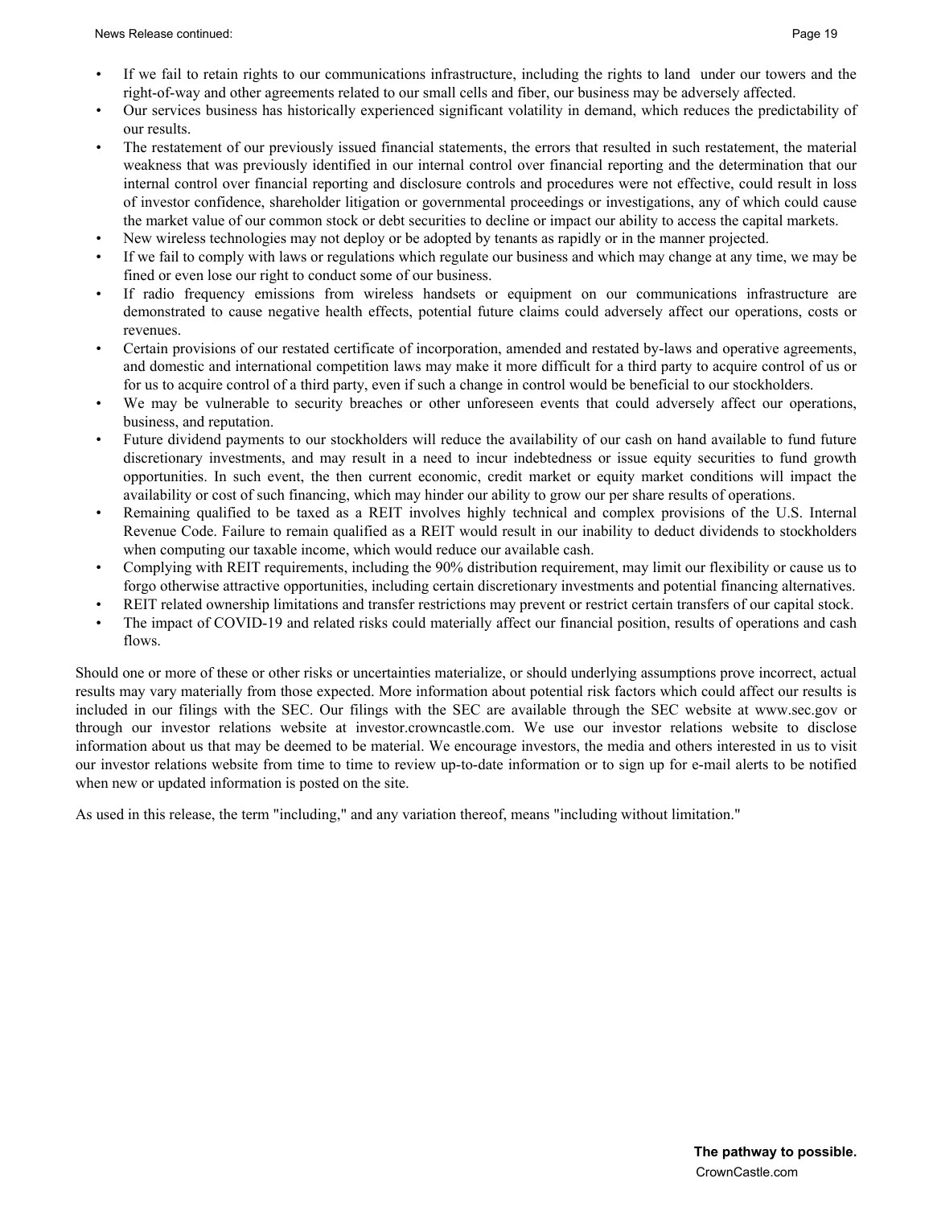- If we fail to retain rights to our communications infrastructure, including the rights to land under our towers and the right-of-way and other agreements related to our small cells and fiber, our business may be adversely affected.
- Our services business has historically experienced significant volatility in demand, which reduces the predictability of our results.
- The restatement of our previously issued financial statements, the errors that resulted in such restatement, the material weakness that was previously identified in our internal control over financial reporting and the determination that our internal control over financial reporting and disclosure controls and procedures were not effective, could result in loss of investor confidence, shareholder litigation or governmental proceedings or investigations, any of which could cause the market value of our common stock or debt securities to decline or impact our ability to access the capital markets.
- New wireless technologies may not deploy or be adopted by tenants as rapidly or in the manner projected.
- If we fail to comply with laws or regulations which regulate our business and which may change at any time, we may be fined or even lose our right to conduct some of our business.
- If radio frequency emissions from wireless handsets or equipment on our communications infrastructure are demonstrated to cause negative health effects, potential future claims could adversely affect our operations, costs or revenues.
- Certain provisions of our restated certificate of incorporation, amended and restated by-laws and operative agreements, and domestic and international competition laws may make it more difficult for a third party to acquire control of us or for us to acquire control of a third party, even if such a change in control would be beneficial to our stockholders.
- We may be vulnerable to security breaches or other unforeseen events that could adversely affect our operations, business, and reputation.
- Future dividend payments to our stockholders will reduce the availability of our cash on hand available to fund future discretionary investments, and may result in a need to incur indebtedness or issue equity securities to fund growth opportunities. In such event, the then current economic, credit market or equity market conditions will impact the availability or cost of such financing, which may hinder our ability to grow our per share results of operations.
- Remaining qualified to be taxed as a REIT involves highly technical and complex provisions of the U.S. Internal Revenue Code. Failure to remain qualified as a REIT would result in our inability to deduct dividends to stockholders when computing our taxable income, which would reduce our available cash.
- Complying with REIT requirements, including the 90% distribution requirement, may limit our flexibility or cause us to forgo otherwise attractive opportunities, including certain discretionary investments and potential financing alternatives.
- REIT related ownership limitations and transfer restrictions may prevent or restrict certain transfers of our capital stock.
- The impact of COVID-19 and related risks could materially affect our financial position, results of operations and cash flows.

Should one or more of these or other risks or uncertainties materialize, or should underlying assumptions prove incorrect, actual results may vary materially from those expected. More information about potential risk factors which could affect our results is included in our filings with the SEC. Our filings with the SEC are available through the SEC website at www.sec.gov or through our investor relations website at investor.crowncastle.com. We use our investor relations website to disclose information about us that may be deemed to be material. We encourage investors, the media and others interested in us to visit our investor relations website from time to time to review up-to-date information or to sign up for e-mail alerts to be notified when new or updated information is posted on the site.

As used in this release, the term "including," and any variation thereof, means "including without limitation."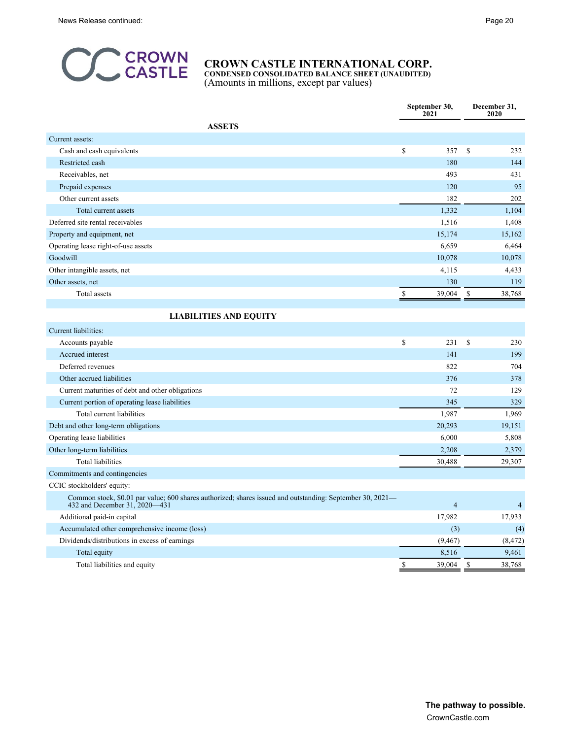# CROWN CASTLE INTERNATIONAL CORP.

**CONDENSED CONSOLIDATED BALANCE SHEET (UNAUDITED)**

(Amounts in millions, except par values)

| | September 30, 2021 | December 31, 2020 |
|---|---|---|
| **ASSETS** | | |
| Current assets: | | |
| Cash and cash equivalents | $ 357 | $ 232 |
| Restricted cash | 180 | 144 |
| Receivables, net | 493 | 431 |
| Prepaid expenses | 120 | 95 |
| Other current assets | 182 | 202 |
| Total current assets | 1,332 | 1,104 |
| Deferred site rental receivables | 1,516 | 1,408 |
| Property and equipment, net | 15,174 | 15,162 |
| Operating lease right-of-use assets | 6,659 | 6,464 |
| Goodwill | 10,078 | 10,078 |
| Other intangible assets, net | 4,115 | 4,433 |
| Other assets, net | 130 | 119 |
| Total assets | $ 39,004 | $ 38,768 |
| **LIABILITIES AND EQUITY** | | |
| Current liabilities: | | |
| Accounts payable | $ 231 | $ 230 |
| Accrued interest | 141 | 199 |
| Deferred revenues | 822 | 704 |
| Other accrued liabilities | 376 | 378 |
| Current maturities of debt and other obligations | 72 | 129 |
| Current portion of operating lease liabilities | 345 | 329 |
| Total current liabilities | 1,987 | 1,969 |
| Debt and other long-term obligations | 20,293 | 19,151 |
| Operating lease liabilities | 6,000 | 5,808 |
| Other long-term liabilities | 2,208 | 2,379 |
| Total liabilities | 30,488 | 29,307 |
| Commitments and contingencies | | |
| CCIC stockholders' equity: | | |
| Common stock, \$0.01 par value; 600 shares authorized; shares issued and outstanding: September 30, 2021—432 and December 31, 2020—431 | 4 | 4 |
| Additional paid-in capital | 17,982 | 17,933 |
| Accumulated other comprehensive income (loss) | (3) | (4) |
| Dividends/distributions in excess of earnings | (9,467) | (8,472) |
| Total equity | 8,516 | 9,461 |
| Total liabilities and equity | $ 39,004 | $ 38,768 |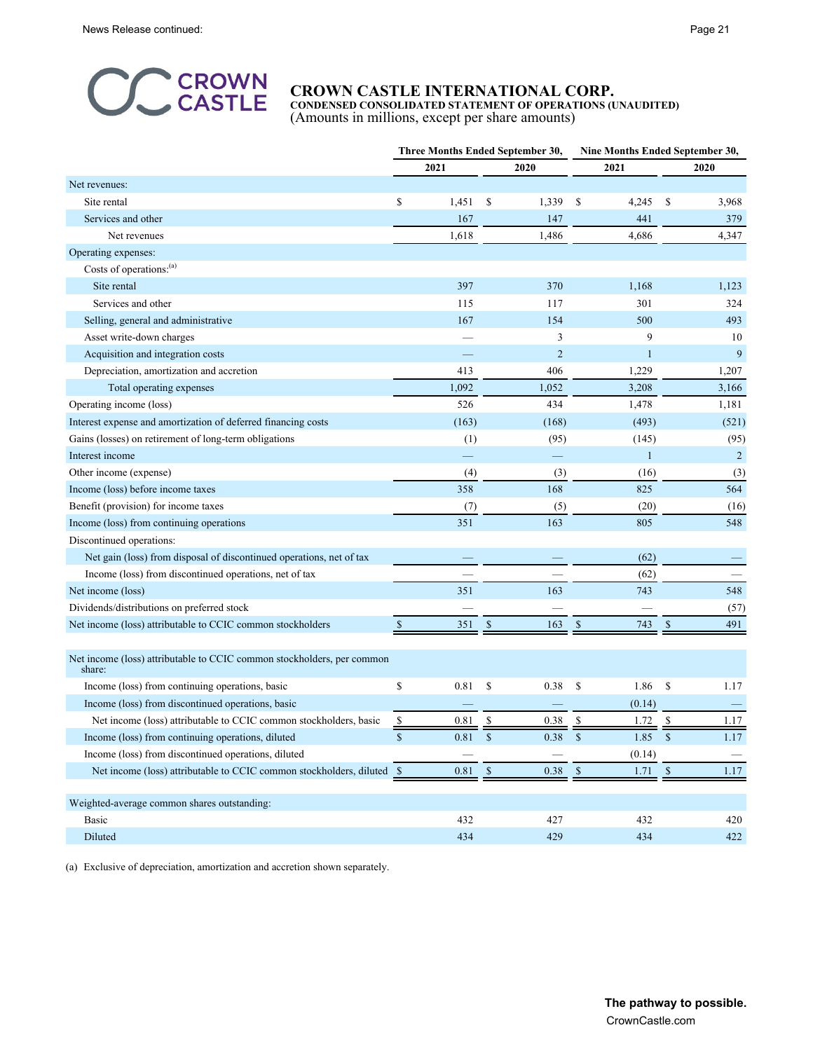# CROWN CASTLE INTERNATIONAL CORP.

**CONDENSED CONSOLIDATED STATEMENT OF OPERATIONS (UNAUDITED)**
(Amounts in millions, except per share amounts)

| | Three Months Ended September 30, | | Nine Months Ended September 30, | |
|---|---|---|---|---|
| | 2021 | 2020 | 2021 | 2020 |
| Net revenues: | | | | |
| Site rental | $ 1,451 | $ 1,339 | $ 4,245 | $ 3,968 |
| Services and other | 167 | 147 | 441 | 379 |
| Net revenues | 1,618 | 1,486 | 4,686 | 4,347 |
| Operating expenses: | | | | |
| Costs of operations:[(a)] | | | | |
| Site rental | 397 | 370 | 1,168 | 1,123 |
| Services and other | 115 | 117 | 301 | 324 |
| Selling, general and administrative | 167 | 154 | 500 | 493 |
| Asset write-down charges | — | 3 | 9 | 10 |
| Acquisition and integration costs | — | 2 | 1 | 9 |
| Depreciation, amortization and accretion | 413 | 406 | 1,229 | 1,207 |
| Total operating expenses | 1,092 | 1,052 | 3,208 | 3,166 |
| Operating income (loss) | 526 | 434 | 1,478 | 1,181 |
| Interest expense and amortization of deferred financing costs | (163) | (168) | (493) | (521) |
| Gains (losses) on retirement of long-term obligations | (1) | (95) | (145) | (95) |
| Interest income | — | — | 1 | 2 |
| Other income (expense) | (4) | (3) | (16) | (3) |
| Income (loss) before income taxes | 358 | 168 | 825 | 564 |
| Benefit (provision) for income taxes | (7) | (5) | (20) | (16) |
| Income (loss) from continuing operations | 351 | 163 | 805 | 548 |
| Discontinued operations: | | | | |
| Net gain (loss) from disposal of discontinued operations, net of tax | — | — | (62) | — |
| Income (loss) from discontinued operations, net of tax | — | — | (62) | — |
| Net income (loss) | 351 | 163 | 743 | 548 |
| Dividends/distributions on preferred stock | — | — | — | (57) |
| Net income (loss) attributable to CCIC common stockholders | $ 351 | $ 163 | $ 743 | $ 491 |
| | | | | |
| Net income (loss) attributable to CCIC common stockholders, per common share: | | | | |
| Income (loss) from continuing operations, basic | $ 0.81 | $ 0.38 | $ 1.86 | $ 1.17 |
| Income (loss) from discontinued operations, basic | — | — | (0.14) | — |
| Net income (loss) attributable to CCIC common stockholders, basic | $ 0.81 | $ 0.38 | $ 1.72 | $ 1.17 |
| Income (loss) from continuing operations, diluted | $ 0.81 | $ 0.38 | $ 1.85 | $ 1.17 |
| Income (loss) from discontinued operations, diluted | — | — | (0.14) | — |
| Net income (loss) attributable to CCIC common stockholders, diluted | $ 0.81 | $ 0.38 | $ 1.71 | $ 1.17 |
| | | | | |
| Weighted-average common shares outstanding: | | | | |
| Basic | 432 | 427 | 432 | 420 |
| Diluted | 434 | 429 | 434 | 422 |

(a) Exclusive of depreciation, amortization and accretion shown separately.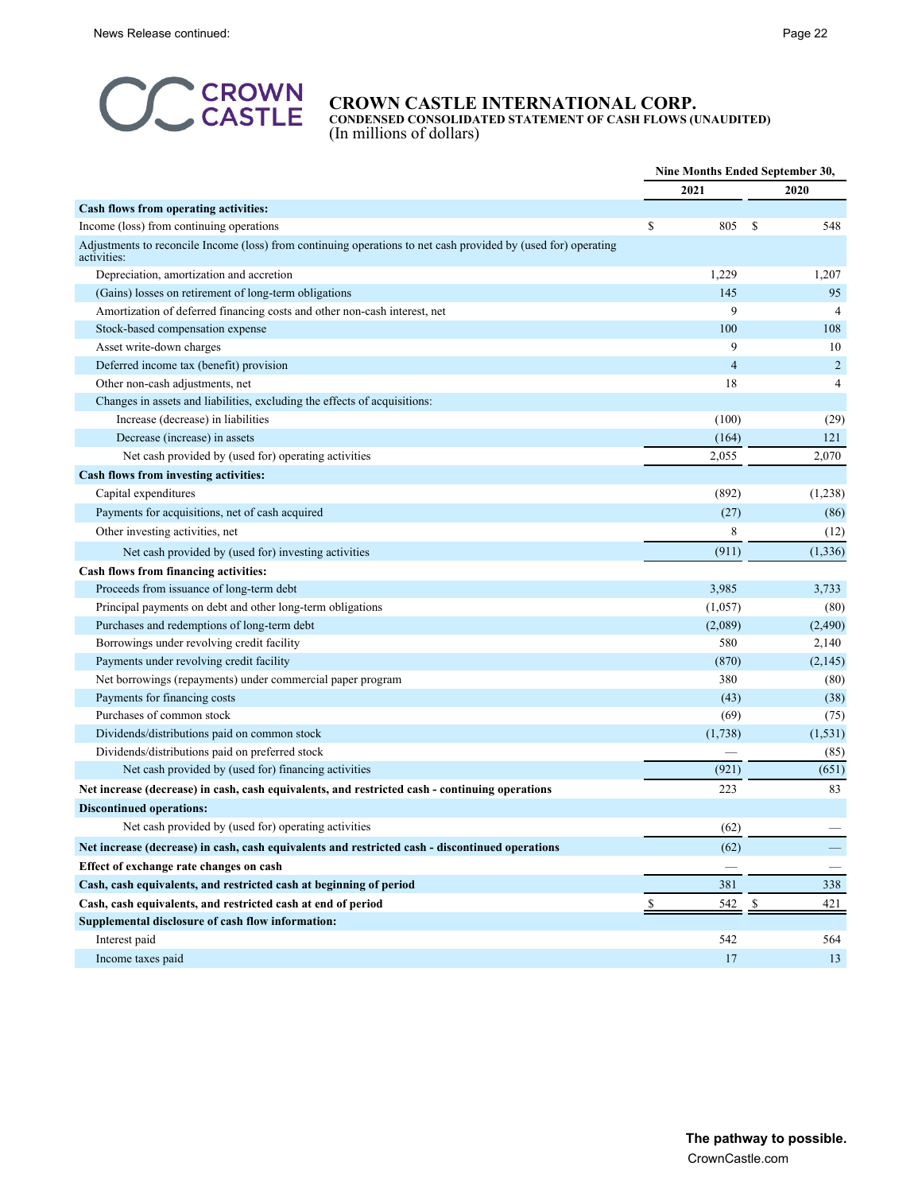# CROWN CASTLE INTERNATIONAL CORP.

**CONDENSED CONSOLIDATED STATEMENT OF CASH FLOWS (UNAUDITED)**
(In millions of dollars)

| | Nine Months Ended September 30, | |
|---|---|---|
| | 2021 | 2020 |
| **Cash flows from operating activities:** | | |
| Income (loss) from continuing operations | $ 805 | $ 548 |
| Adjustments to reconcile Income (loss) from continuing operations to net cash provided by (used for) operating activities: | | |
| Depreciation, amortization and accretion | 1,229 | 1,207 |
| (Gains) losses on retirement of long-term obligations | 145 | 95 |
| Amortization of deferred financing costs and other non-cash interest, net | 9 | 4 |
| Stock-based compensation expense | 100 | 108 |
| Asset write-down charges | 9 | 10 |
| Deferred income tax (benefit) provision | 4 | 2 |
| Other non-cash adjustments, net | 18 | 4 |
| Changes in assets and liabilities, excluding the effects of acquisitions: | | |
| Increase (decrease) in liabilities | (100) | (29) |
| Decrease (increase) in assets | (164) | 121 |
| Net cash provided by (used for) operating activities | 2,055 | 2,070 |
| **Cash flows from investing activities:** | | |
| Capital expenditures | (892) | (1,238) |
| Payments for acquisitions, net of cash acquired | (27) | (86) |
| Other investing activities, net | 8 | (12) |
| Net cash provided by (used for) investing activities | (911) | (1,336) |
| **Cash flows from financing activities:** | | |
| Proceeds from issuance of long-term debt | 3,985 | 3,733 |
| Principal payments on debt and other long-term obligations | (1,057) | (80) |
| Purchases and redemptions of long-term debt | (2,089) | (2,490) |
| Borrowings under revolving credit facility | 580 | 2,140 |
| Payments under revolving credit facility | (870) | (2,145) |
| Net borrowings (repayments) under commercial paper program | 380 | (80) |
| Payments for financing costs | (43) | (38) |
| Purchases of common stock | (69) | (75) |
| Dividends/distributions paid on common stock | (1,738) | (1,531) |
| Dividends/distributions paid on preferred stock | — | (85) |
| Net cash provided by (used for) financing activities | (921) | (651) |
| **Net increase (decrease) in cash, cash equivalents, and restricted cash - continuing operations** | 223 | 83 |
| **Discontinued operations:** | | |
| Net cash provided by (used for) operating activities | (62) | — |
| **Net increase (decrease) in cash, cash equivalents and restricted cash - discontinued operations** | (62) | — |
| **Effect of exchange rate changes on cash** | — | — |
| **Cash, cash equivalents, and restricted cash at beginning of period** | 381 | 338 |
| **Cash, cash equivalents, and restricted cash at end of period** | $ 542 | $ 421 |
| **Supplemental disclosure of cash flow information:** | | |
| Interest paid | 542 | 564 |
| Income taxes paid | 17 | 13 |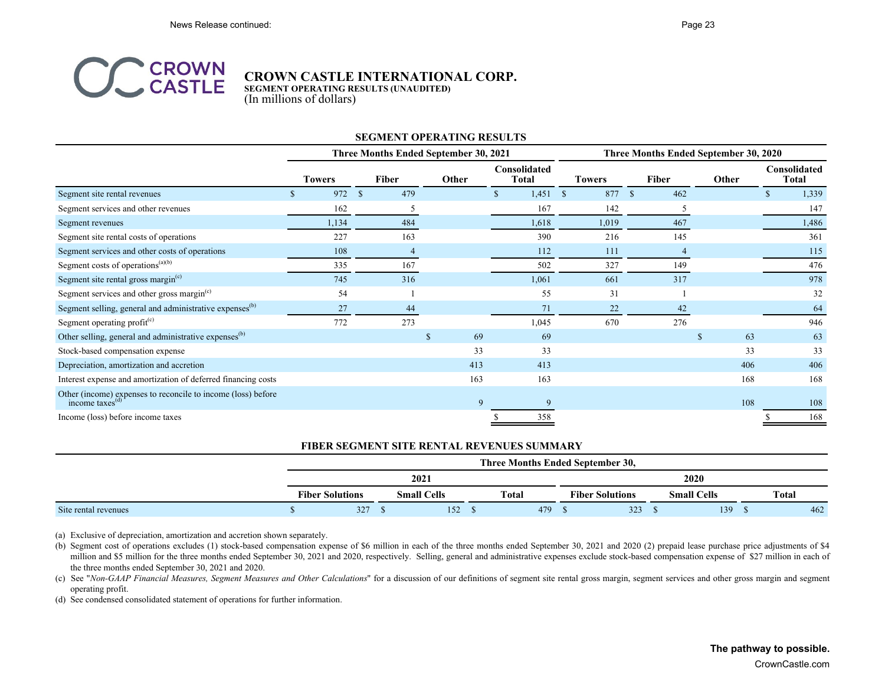# CROWN CASTLE INTERNATIONAL CORP.
**SEGMENT OPERATING RESULTS (UNAUDITED)**
(In millions of dollars)

**SEGMENT OPERATING RESULTS**

| | Three Months Ended September 30, 2021 | | | | Three Months Ended September 30, 2020 | | | |
|---|---|---|---|---|---|---|---|---|
| | Towers | Fiber | Other | Consolidated Total | Towers | Fiber | Other | Consolidated Total |
| Segment site rental revenues | $ 972 | $ 479 | | $ 1,451 | $ 877 | $ 462 | | $ 1,339 |
| Segment services and other revenues | 162 | 5 | | 167 | 142 | 5 | | 147 |
| Segment revenues | 1,134 | 484 | | 1,618 | 1,019 | 467 | | 1,486 |
| Segment site rental costs of operations | 227 | 163 | | 390 | 216 | 145 | | 361 |
| Segment services and other costs of operations | 108 | 4 | | 112 | 111 | 4 | | 115 |
| Segment costs of operations[(a)(b)] | 335 | 167 | | 502 | 327 | 149 | | 476 |
| Segment site rental gross margin[(c)] | 745 | 316 | | 1,061 | 661 | 317 | | 978 |
| Segment services and other gross margin[(c)] | 54 | 1 | | 55 | 31 | 1 | | 32 |
| Segment selling, general and administrative expenses[(b)] | 27 | 44 | | 71 | 22 | 42 | | 64 |
| Segment operating profit[(c)] | 772 | 273 | | 1,045 | 670 | 276 | | 946 |
| Other selling, general and administrative expenses[(b)] | | | $ 69 | 69 | | | $ 63 | 63 |
| Stock-based compensation expense | | | 33 | 33 | | | 33 | 33 |
| Depreciation, amortization and accretion | | | 413 | 413 | | | 406 | 406 |
| Interest expense and amortization of deferred financing costs | | | 163 | 163 | | | 168 | 168 |
| Other (income) expenses to reconcile to income (loss) before income taxes[(d)] | | | 9 | 9 | | | 108 | 108 |
| Income (loss) before income taxes | | | | $ 358 | | | | $ 168 |

**FIBER SEGMENT SITE RENTAL REVENUES SUMMARY**

| | Three Months Ended September 30, | | | | | |
|---|---|---|---|---|---|---|
| | 2021 | | | 2020 | | |
| | Fiber Solutions | Small Cells | Total | Fiber Solutions | Small Cells | Total |
| Site rental revenues | $ 327 | $ 152 | $ 479 | $ 323 | $ 139 | $ 462 |

(a) Exclusive of depreciation, amortization and accretion shown separately.

(b) Segment cost of operations excludes (1) stock-based compensation expense of $6 million in each of the three months ended September 30, 2021 and 2020 (2) prepaid lease purchase price adjustments of $4 million and $5 million for the three months ended September 30, 2021 and 2020, respectively. Selling, general and administrative expenses exclude stock-based compensation expense of $27 million in each of the three months ended September 30, 2021 and 2020.

(c) See "*Non-GAAP Financial Measures, Segment Measures and Other Calculations*" for a discussion of our definitions of segment site rental gross margin, segment services and other gross margin and segment operating profit.

(d) See condensed consolidated statement of operations for further information.

**The pathway to possible.**

CrownCastle.com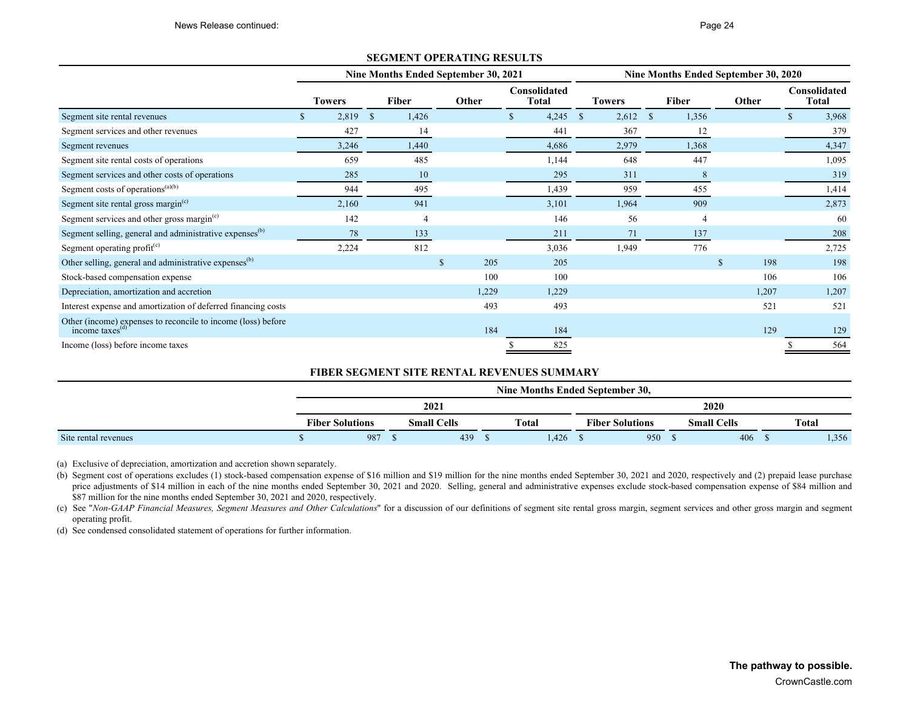## SEGMENT OPERATING RESULTS

| | Nine Months Ended September 30, 2021 | | | | Nine Months Ended September 30, 2020 | | | |
|---|---|---|---|---|---|---|---|---|
| | Towers | Fiber | Other | Consolidated Total | Towers | Fiber | Other | Consolidated Total |
| Segment site rental revenues | $ 2,819 | $ 1,426 | | $ 4,245 | $ 2,612 | $ 1,356 | | $ 3,968 |
| Segment services and other revenues | 427 | 14 | | 441 | 367 | 12 | | 379 |
| Segment revenues | 3,246 | 1,440 | | 4,686 | 2,979 | 1,368 | | 4,347 |
| Segment site rental costs of operations | 659 | 485 | | 1,144 | 648 | 447 | | 1,095 |
| Segment services and other costs of operations | 285 | 10 | | 295 | 311 | 8 | | 319 |
| Segment costs of operations[(a)(b)] | 944 | 495 | | 1,439 | 959 | 455 | | 1,414 |
| Segment site rental gross margin[(c)] | 2,160 | 941 | | 3,101 | 1,964 | 909 | | 2,873 |
| Segment services and other gross margin[(c)] | 142 | 4 | | 146 | 56 | 4 | | 60 |
| Segment selling, general and administrative expenses[(b)] | 78 | 133 | | 211 | 71 | 137 | | 208 |
| Segment operating profit[(c)] | 2,224 | 812 | | 3,036 | 1,949 | 776 | | 2,725 |
| Other selling, general and administrative expenses[(b)] | | | $ 205 | 205 | | | $ 198 | 198 |
| Stock-based compensation expense | | | 100 | 100 | | | 106 | 106 |
| Depreciation, amortization and accretion | | | 1,229 | 1,229 | | | 1,207 | 1,207 |
| Interest expense and amortization of deferred financing costs | | | 493 | 493 | | | 521 | 521 |
| Other (income) expenses to reconcile to income (loss) before income taxes[(d)] | | | 184 | 184 | | | 129 | 129 |
| Income (loss) before income taxes | | | | $ 825 | | | | $ 564 |

## FIBER SEGMENT SITE RENTAL REVENUES SUMMARY

| | Nine Months Ended September 30, | | | | | |
|---|---|---|---|---|---|---|
| | 2021 | | | 2020 | | |
| | Fiber Solutions | Small Cells | Total | Fiber Solutions | Small Cells | Total |
| Site rental revenues | $ 987 | $ 439 | $ 1,426 | $ 950 | $ 406 | $ 1,356 |

(a) Exclusive of depreciation, amortization and accretion shown separately.

(b) Segment cost of operations excludes (1) stock-based compensation expense of $16 million and $19 million for the nine months ended September 30, 2021 and 2020, respectively and (2) prepaid lease purchase price adjustments of $14 million in each of the nine months ended September 30, 2021 and 2020. Selling, general and administrative expenses exclude stock-based compensation expense of $84 million and $87 million for the nine months ended September 30, 2021 and 2020, respectively.

(c) See "*Non-GAAP Financial Measures, Segment Measures and Other Calculations*" for a discussion of our definitions of segment site rental gross margin, segment services and other gross margin and segment operating profit.

(d) See condensed consolidated statement of operations for further information.